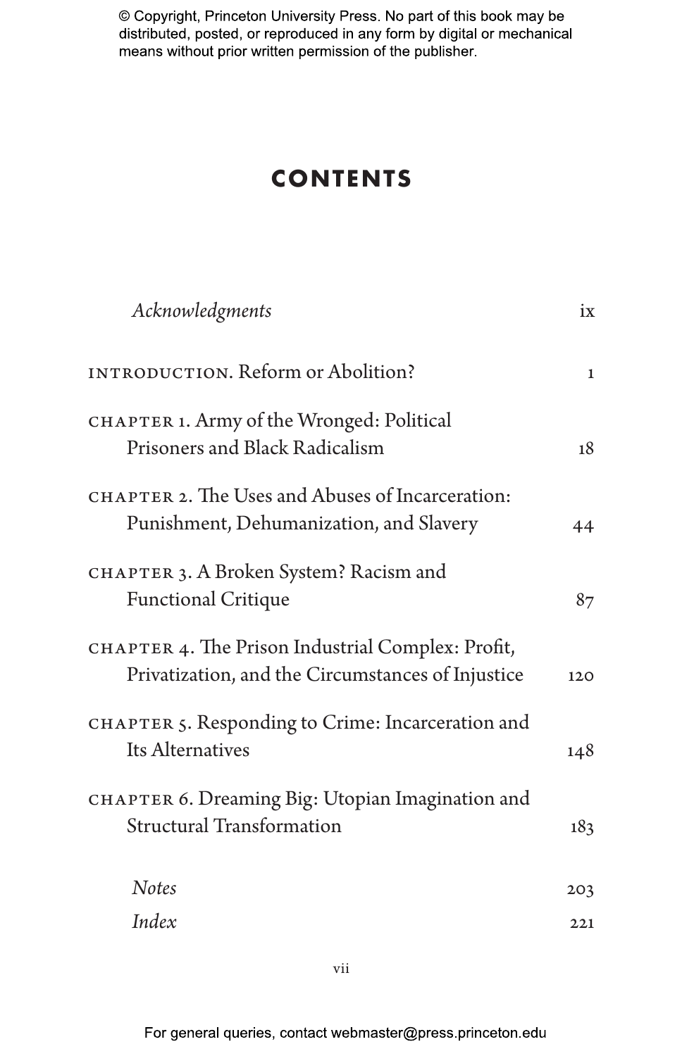© Copyright, Princeton University Press. No part of this book may be distributed, posted, or reproduced in any form by digital or mechanical means without prior written permission of the publisher.

# CONTENTS

| | |
|---|---|
| *Acknowledgments* | ix |
| INTRODUCTION. Reform or Abolition? | 1 |
| CHAPTER 1. Army of the Wronged: Political Prisoners and Black Radicalism | 18 |
| CHAPTER 2. The Uses and Abuses of Incarceration: Punishment, Dehumanization, and Slavery | 44 |
| CHAPTER 3. A Broken System? Racism and Functional Critique | 87 |
| CHAPTER 4. The Prison Industrial Complex: Profit, Privatization, and the Circumstances of Injustice | 120 |
| CHAPTER 5. Responding to Crime: Incarceration and Its Alternatives | 148 |
| CHAPTER 6. Dreaming Big: Utopian Imagination and Structural Transformation | 183 |
| *Notes* | 203 |
| *Index* | 221 |

For general queries, contact webmaster@press.princeton.edu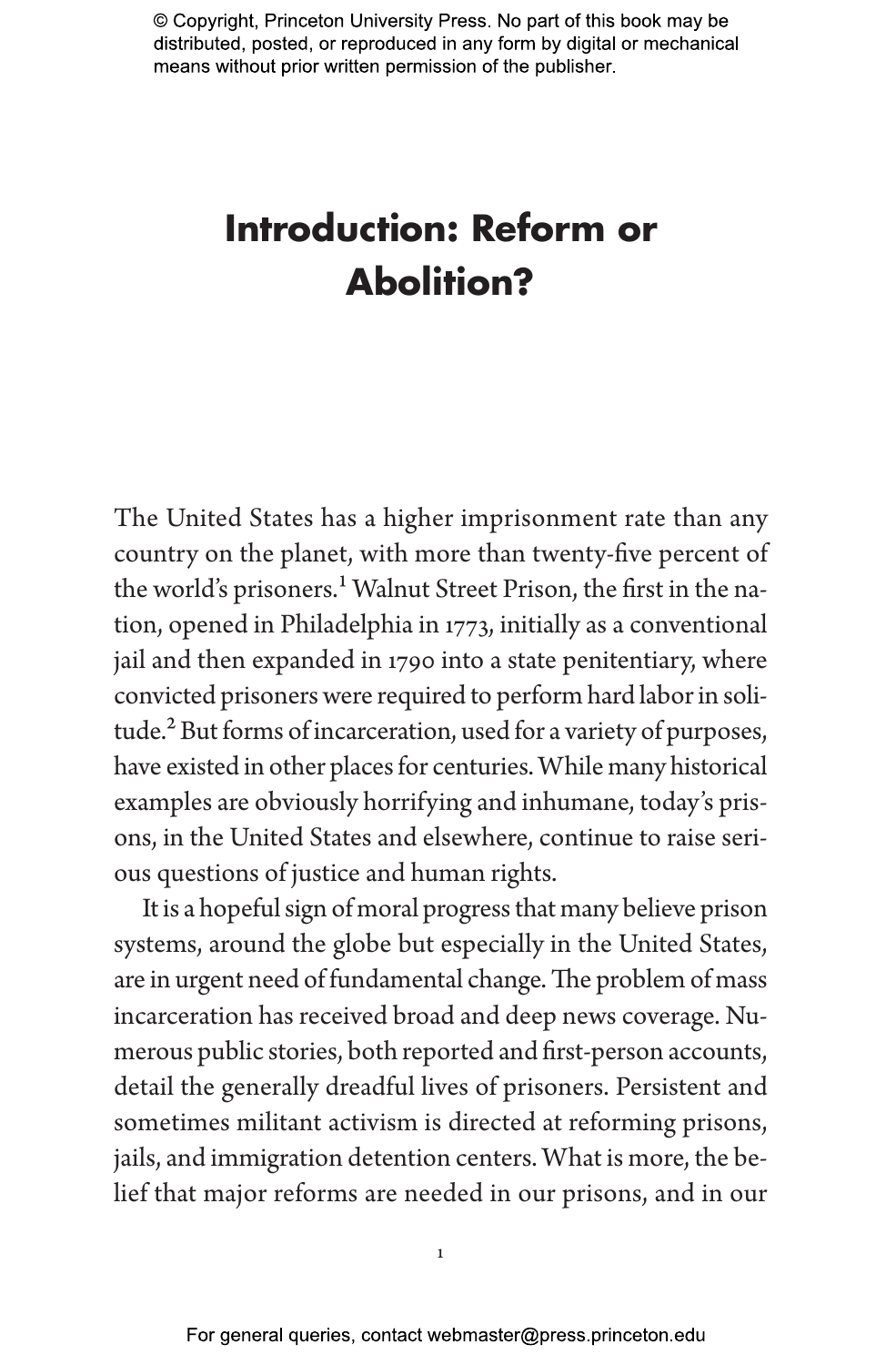# Introduction: Reform or Abolition?

The United States has a higher imprisonment rate than any country on the planet, with more than twenty-five percent of the world's prisoners.[1] Walnut Street Prison, the first in the nation, opened in Philadelphia in 1773, initially as a conventional jail and then expanded in 1790 into a state penitentiary, where convicted prisoners were required to perform hard labor in solitude.[2] But forms of incarceration, used for a variety of purposes, have existed in other places for centuries. While many historical examples are obviously horrifying and inhumane, today's prisons, in the United States and elsewhere, continue to raise serious questions of justice and human rights.

It is a hopeful sign of moral progress that many believe prison systems, around the globe but especially in the United States, are in urgent need of fundamental change. The problem of mass incarceration has received broad and deep news coverage. Numerous public stories, both reported and first-person accounts, detail the generally dreadful lives of prisoners. Persistent and sometimes militant activism is directed at reforming prisons, jails, and immigration detention centers. What is more, the belief that major reforms are needed in our prisons, and in our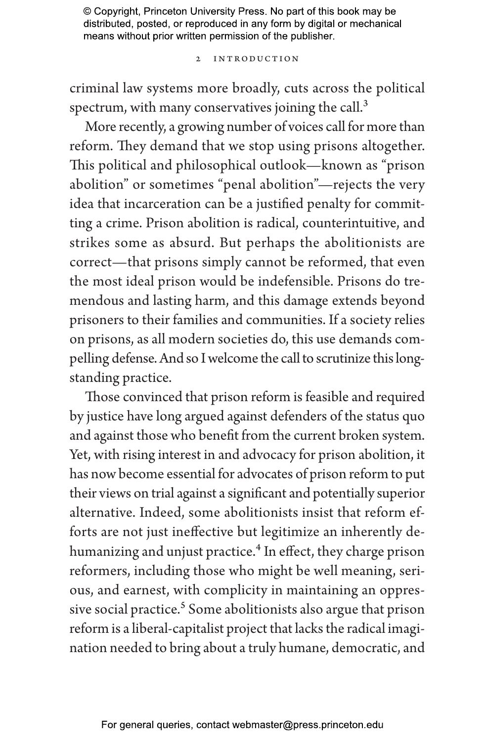criminal law systems more broadly, cuts across the political spectrum, with many conservatives joining the call.[3]

More recently, a growing number of voices call for more than reform. They demand that we stop using prisons altogether. This political and philosophical outlook—known as "prison abolition" or sometimes "penal abolition"—rejects the very idea that incarceration can be a justified penalty for committing a crime. Prison abolition is radical, counterintuitive, and strikes some as absurd. But perhaps the abolitionists are correct—that prisons simply cannot be reformed, that even the most ideal prison would be indefensible. Prisons do tremendous and lasting harm, and this damage extends beyond prisoners to their families and communities. If a society relies on prisons, as all modern societies do, this use demands compelling defense. And so I welcome the call to scrutinize this longstanding practice.

Those convinced that prison reform is feasible and required by justice have long argued against defenders of the status quo and against those who benefit from the current broken system. Yet, with rising interest in and advocacy for prison abolition, it has now become essential for advocates of prison reform to put their views on trial against a significant and potentially superior alternative. Indeed, some abolitionists insist that reform efforts are not just ineffective but legitimize an inherently dehumanizing and unjust practice.[4] In effect, they charge prison reformers, including those who might be well meaning, serious, and earnest, with complicity in maintaining an oppressive social practice.[5] Some abolitionists also argue that prison reform is a liberal-capitalist project that lacks the radical imagination needed to bring about a truly humane, democratic, and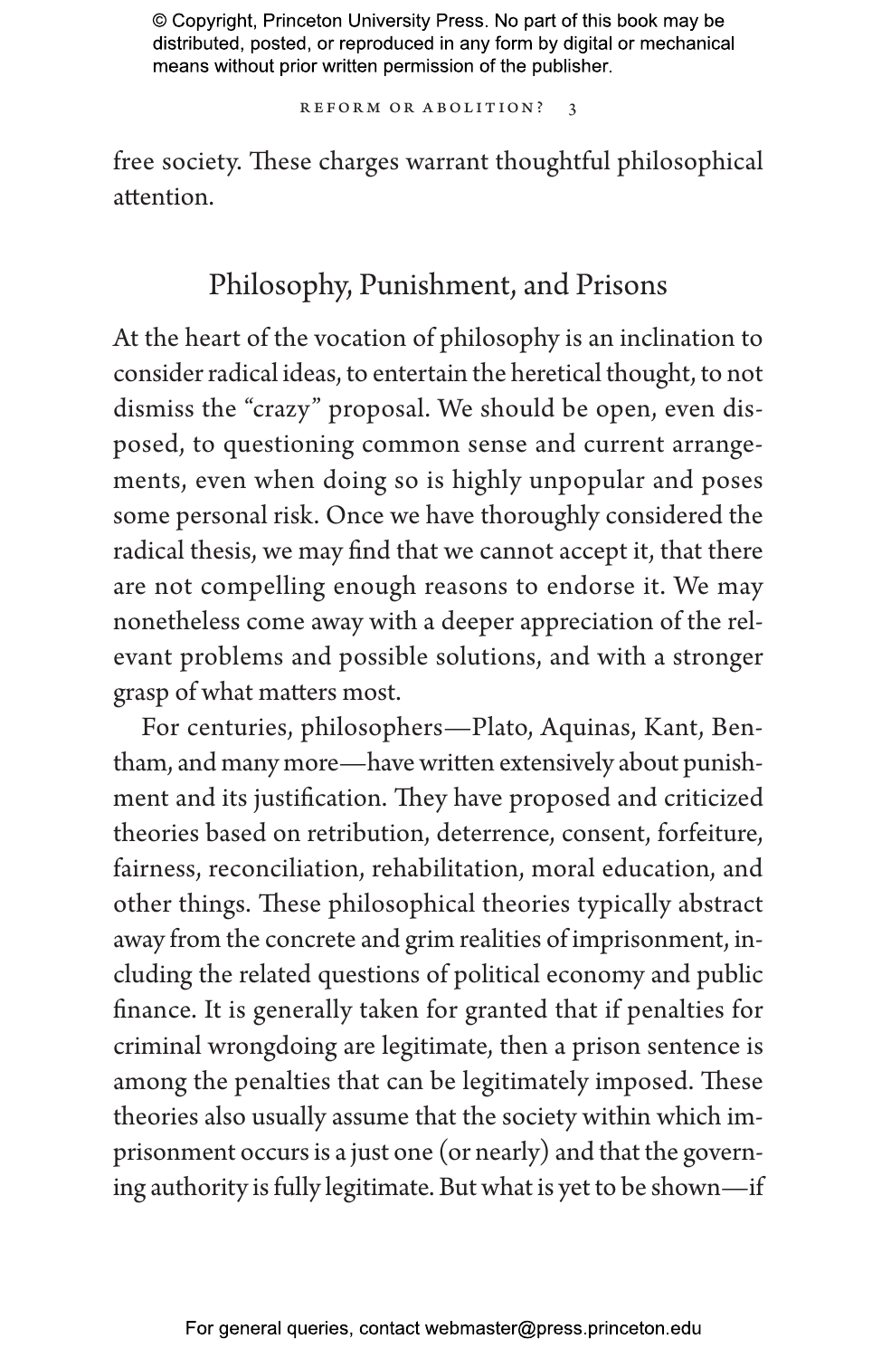free society. These charges warrant thoughtful philosophical attention.

## Philosophy, Punishment, and Prisons

At the heart of the vocation of philosophy is an inclination to consider radical ideas, to entertain the heretical thought, to not dismiss the "crazy" proposal. We should be open, even disposed, to questioning common sense and current arrangements, even when doing so is highly unpopular and poses some personal risk. Once we have thoroughly considered the radical thesis, we may find that we cannot accept it, that there are not compelling enough reasons to endorse it. We may nonetheless come away with a deeper appreciation of the relevant problems and possible solutions, and with a stronger grasp of what matters most.

For centuries, philosophers—Plato, Aquinas, Kant, Bentham, and many more—have written extensively about punishment and its justification. They have proposed and criticized theories based on retribution, deterrence, consent, forfeiture, fairness, reconciliation, rehabilitation, moral education, and other things. These philosophical theories typically abstract away from the concrete and grim realities of imprisonment, including the related questions of political economy and public finance. It is generally taken for granted that if penalties for criminal wrongdoing are legitimate, then a prison sentence is among the penalties that can be legitimately imposed. These theories also usually assume that the society within which imprisonment occurs is a just one (or nearly) and that the governing authority is fully legitimate. But what is yet to be shown—if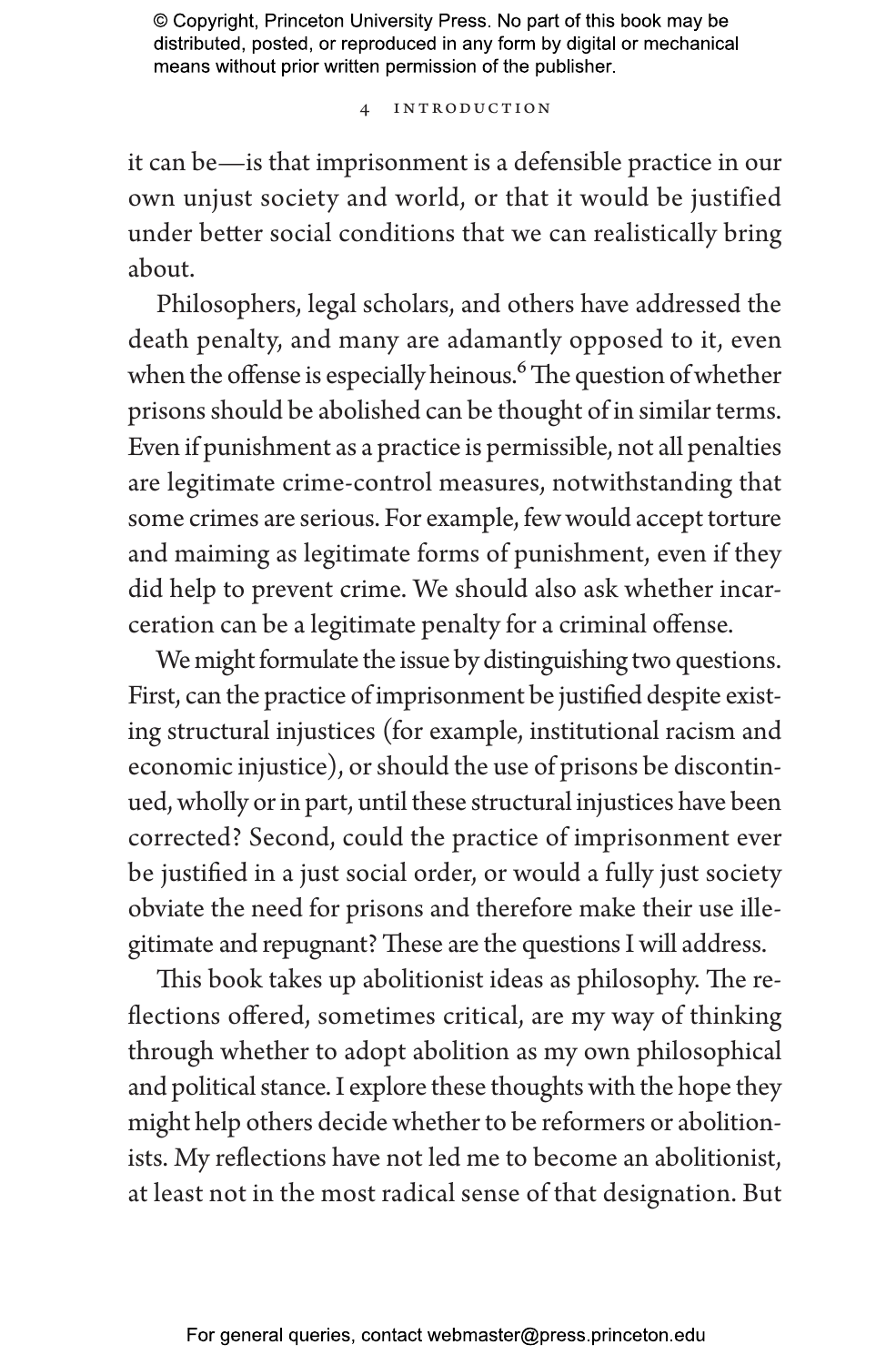it can be—is that imprisonment is a defensible practice in our own unjust society and world, or that it would be justified under better social conditions that we can realistically bring about.

Philosophers, legal scholars, and others have addressed the death penalty, and many are adamantly opposed to it, even when the offense is especially heinous.[6] The question of whether prisons should be abolished can be thought of in similar terms. Even if punishment as a practice is permissible, not all penalties are legitimate crime-control measures, notwithstanding that some crimes are serious. For example, few would accept torture and maiming as legitimate forms of punishment, even if they did help to prevent crime. We should also ask whether incarceration can be a legitimate penalty for a criminal offense.

We might formulate the issue by distinguishing two questions. First, can the practice of imprisonment be justified despite existing structural injustices (for example, institutional racism and economic injustice), or should the use of prisons be discontinued, wholly or in part, until these structural injustices have been corrected? Second, could the practice of imprisonment ever be justified in a just social order, or would a fully just society obviate the need for prisons and therefore make their use illegitimate and repugnant? These are the questions I will address.

This book takes up abolitionist ideas as philosophy. The reflections offered, sometimes critical, are my way of thinking through whether to adopt abolition as my own philosophical and political stance. I explore these thoughts with the hope they might help others decide whether to be reformers or abolitionists. My reflections have not led me to become an abolitionist, at least not in the most radical sense of that designation. But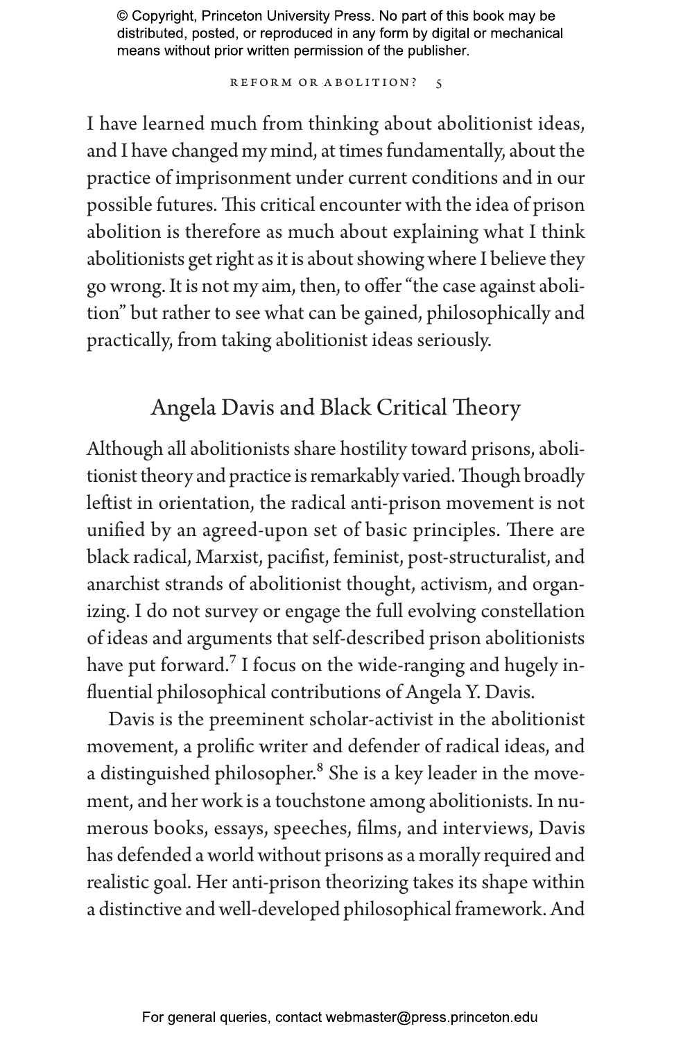I have learned much from thinking about abolitionist ideas, and I have changed my mind, at times fundamentally, about the practice of imprisonment under current conditions and in our possible futures. This critical encounter with the idea of prison abolition is therefore as much about explaining what I think abolitionists get right as it is about showing where I believe they go wrong. It is not my aim, then, to offer "the case against abolition" but rather to see what can be gained, philosophically and practically, from taking abolitionist ideas seriously.

## Angela Davis and Black Critical Theory

Although all abolitionists share hostility toward prisons, abolitionist theory and practice is remarkably varied. Though broadly leftist in orientation, the radical anti-prison movement is not unified by an agreed-upon set of basic principles. There are black radical, Marxist, pacifist, feminist, post-structuralist, and anarchist strands of abolitionist thought, activism, and organizing. I do not survey or engage the full evolving constellation of ideas and arguments that self-described prison abolitionists have put forward.[7] I focus on the wide-ranging and hugely influential philosophical contributions of Angela Y. Davis.

Davis is the preeminent scholar-activist in the abolitionist movement, a prolific writer and defender of radical ideas, and a distinguished philosopher.[8] She is a key leader in the movement, and her work is a touchstone among abolitionists. In numerous books, essays, speeches, films, and interviews, Davis has defended a world without prisons as a morally required and realistic goal. Her anti-prison theorizing takes its shape within a distinctive and well-developed philosophical framework. And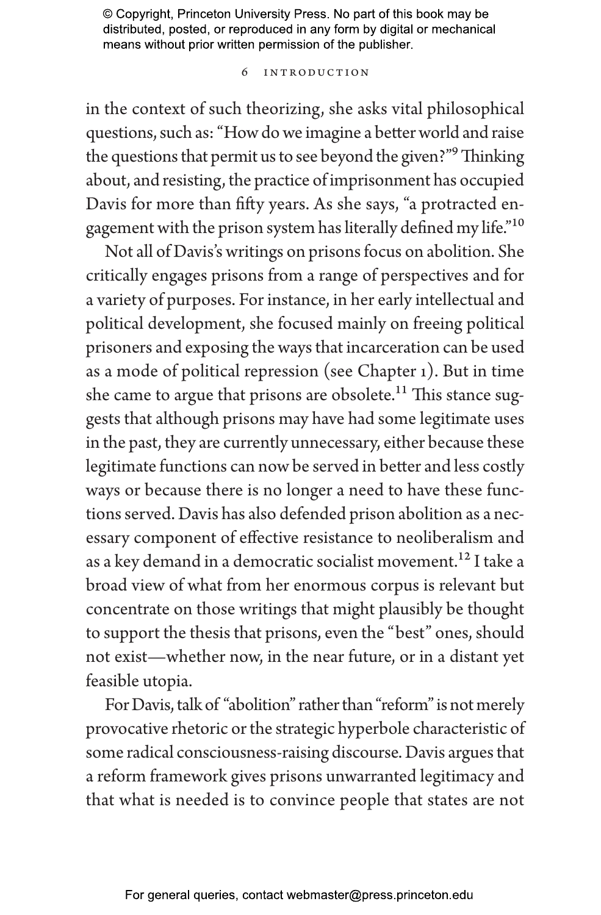in the context of such theorizing, she asks vital philosophical questions, such as: "How do we imagine a better world and raise the questions that permit us to see beyond the given?"[9] Thinking about, and resisting, the practice of imprisonment has occupied Davis for more than fifty years. As she says, "a protracted engagement with the prison system has literally defined my life."[10]

Not all of Davis's writings on prisons focus on abolition. She critically engages prisons from a range of perspectives and for a variety of purposes. For instance, in her early intellectual and political development, she focused mainly on freeing political prisoners and exposing the ways that incarceration can be used as a mode of political repression (see Chapter 1). But in time she came to argue that prisons are obsolete.[11] This stance suggests that although prisons may have had some legitimate uses in the past, they are currently unnecessary, either because these legitimate functions can now be served in better and less costly ways or because there is no longer a need to have these functions served. Davis has also defended prison abolition as a necessary component of effective resistance to neoliberalism and as a key demand in a democratic socialist movement.[12] I take a broad view of what from her enormous corpus is relevant but concentrate on those writings that might plausibly be thought to support the thesis that prisons, even the "best" ones, should not exist—whether now, in the near future, or in a distant yet feasible utopia.

For Davis, talk of "abolition" rather than "reform" is not merely provocative rhetoric or the strategic hyperbole characteristic of some radical consciousness-raising discourse. Davis argues that a reform framework gives prisons unwarranted legitimacy and that what is needed is to convince people that states are not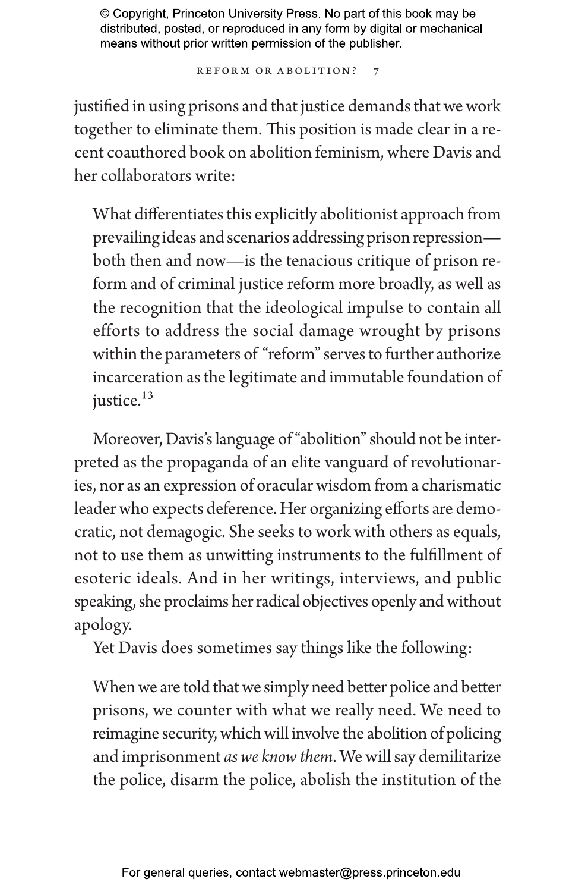justified in using prisons and that justice demands that we work together to eliminate them. This position is made clear in a recent coauthored book on abolition feminism, where Davis and her collaborators write:

> What differentiates this explicitly abolitionist approach from prevailing ideas and scenarios addressing prison repression—both then and now—is the tenacious critique of prison reform and of criminal justice reform more broadly, as well as the recognition that the ideological impulse to contain all efforts to address the social damage wrought by prisons within the parameters of "reform" serves to further authorize incarceration as the legitimate and immutable foundation of justice.[13]

Moreover, Davis's language of "abolition" should not be interpreted as the propaganda of an elite vanguard of revolutionaries, nor as an expression of oracular wisdom from a charismatic leader who expects deference. Her organizing efforts are democratic, not demagogic. She seeks to work with others as equals, not to use them as unwitting instruments to the fulfillment of esoteric ideals. And in her writings, interviews, and public speaking, she proclaims her radical objectives openly and without apology.

Yet Davis does sometimes say things like the following:

> When we are told that we simply need better police and better prisons, we counter with what we really need. We need to reimagine security, which will involve the abolition of policing and imprisonment *as we know them*. We will say demilitarize the police, disarm the police, abolish the institution of the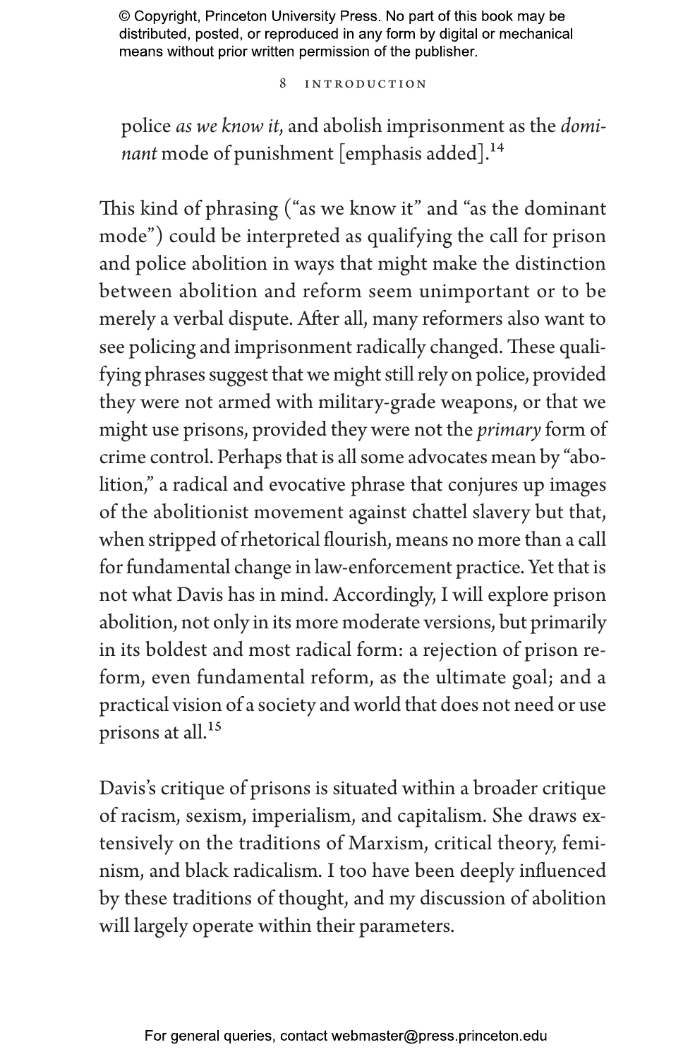police *as we know it*, and abolish imprisonment as the *dominant* mode of punishment [emphasis added].[14]

This kind of phrasing ("as we know it" and "as the dominant mode") could be interpreted as qualifying the call for prison and police abolition in ways that might make the distinction between abolition and reform seem unimportant or to be merely a verbal dispute. After all, many reformers also want to see policing and imprisonment radically changed. These qualifying phrases suggest that we might still rely on police, provided they were not armed with military-grade weapons, or that we might use prisons, provided they were not the *primary* form of crime control. Perhaps that is all some advocates mean by "abolition," a radical and evocative phrase that conjures up images of the abolitionist movement against chattel slavery but that, when stripped of rhetorical flourish, means no more than a call for fundamental change in law-enforcement practice. Yet that is not what Davis has in mind. Accordingly, I will explore prison abolition, not only in its more moderate versions, but primarily in its boldest and most radical form: a rejection of prison reform, even fundamental reform, as the ultimate goal; and a practical vision of a society and world that does not need or use prisons at all.[15]

Davis's critique of prisons is situated within a broader critique of racism, sexism, imperialism, and capitalism. She draws extensively on the traditions of Marxism, critical theory, feminism, and black radicalism. I too have been deeply influenced by these traditions of thought, and my discussion of abolition will largely operate within their parameters.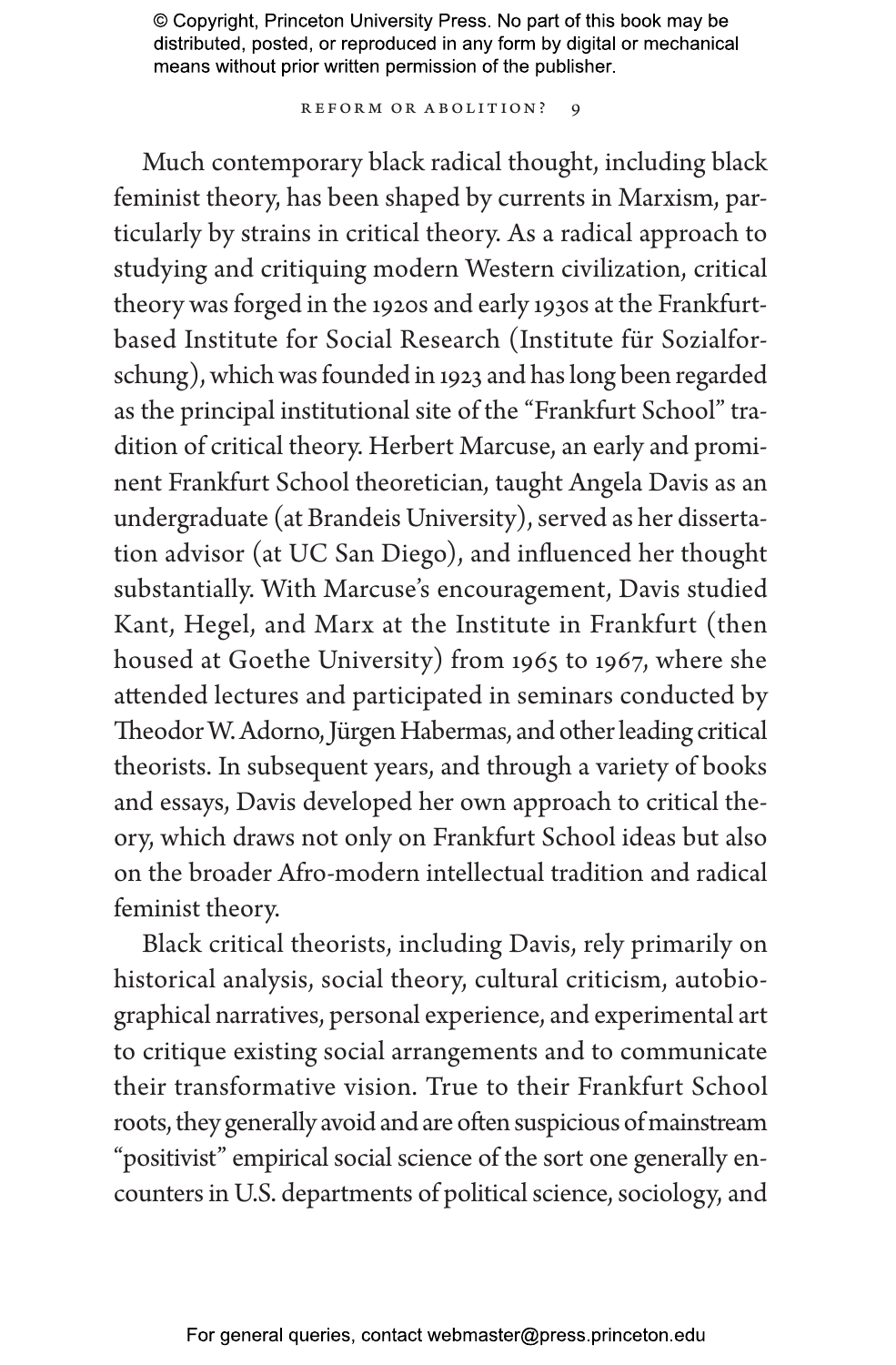Much contemporary black radical thought, including black feminist theory, has been shaped by currents in Marxism, particularly by strains in critical theory. As a radical approach to studying and critiquing modern Western civilization, critical theory was forged in the 1920s and early 1930s at the Frankfurt-based Institute for Social Research (Institute für Sozialforschung), which was founded in 1923 and has long been regarded as the principal institutional site of the "Frankfurt School" tradition of critical theory. Herbert Marcuse, an early and prominent Frankfurt School theoretician, taught Angela Davis as an undergraduate (at Brandeis University), served as her dissertation advisor (at UC San Diego), and influenced her thought substantially. With Marcuse's encouragement, Davis studied Kant, Hegel, and Marx at the Institute in Frankfurt (then housed at Goethe University) from 1965 to 1967, where she attended lectures and participated in seminars conducted by Theodor W. Adorno, Jürgen Habermas, and other leading critical theorists. In subsequent years, and through a variety of books and essays, Davis developed her own approach to critical theory, which draws not only on Frankfurt School ideas but also on the broader Afro-modern intellectual tradition and radical feminist theory.

Black critical theorists, including Davis, rely primarily on historical analysis, social theory, cultural criticism, autobiographical narratives, personal experience, and experimental art to critique existing social arrangements and to communicate their transformative vision. True to their Frankfurt School roots, they generally avoid and are often suspicious of mainstream "positivist" empirical social science of the sort one generally encounters in U.S. departments of political science, sociology, and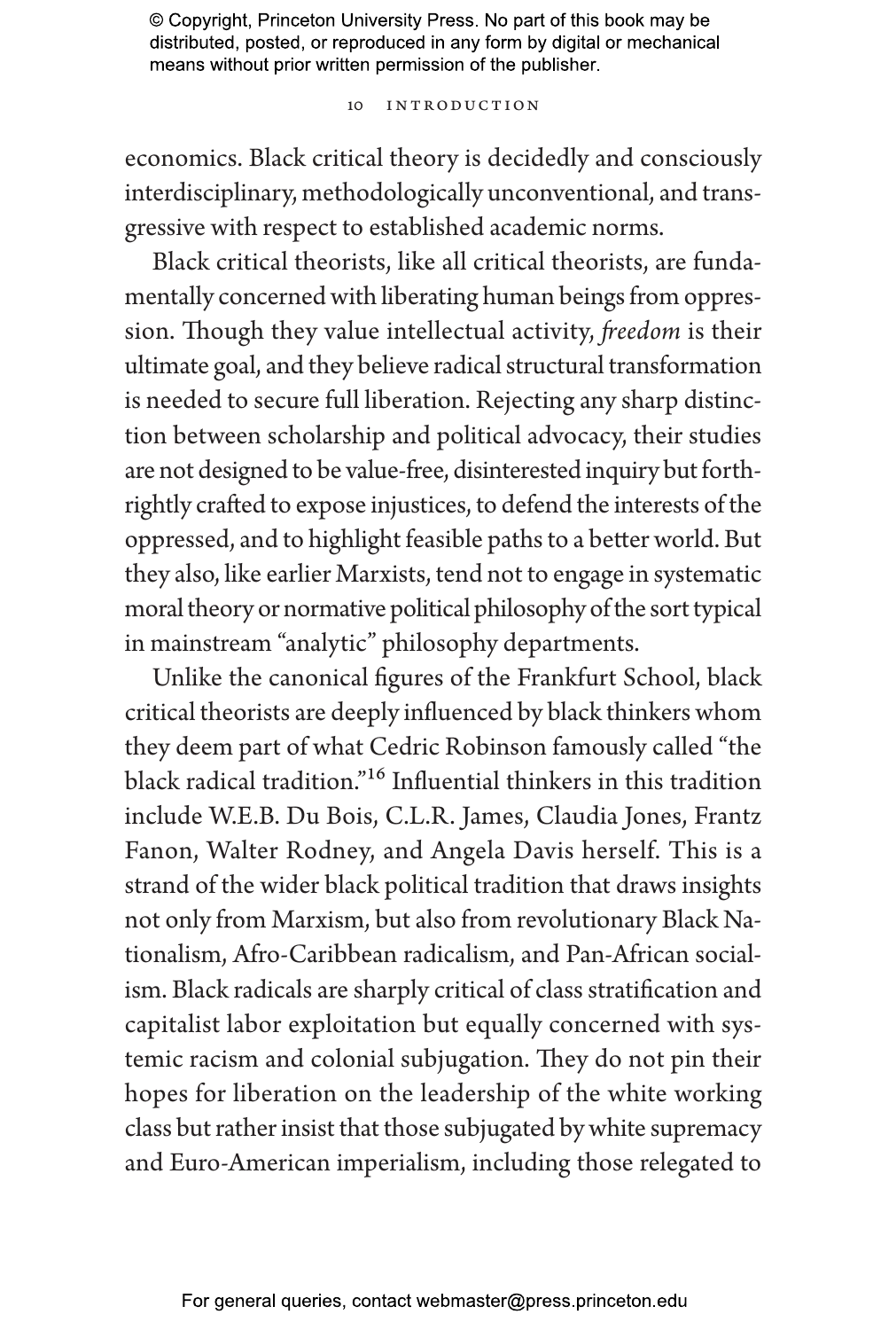economics. Black critical theory is decidedly and consciously interdisciplinary, methodologically unconventional, and transgressive with respect to established academic norms.

Black critical theorists, like all critical theorists, are fundamentally concerned with liberating human beings from oppression. Though they value intellectual activity, *freedom* is their ultimate goal, and they believe radical structural transformation is needed to secure full liberation. Rejecting any sharp distinction between scholarship and political advocacy, their studies are not designed to be value-free, disinterested inquiry but forthrightly crafted to expose injustices, to defend the interests of the oppressed, and to highlight feasible paths to a better world. But they also, like earlier Marxists, tend not to engage in systematic moral theory or normative political philosophy of the sort typical in mainstream "analytic" philosophy departments.

Unlike the canonical figures of the Frankfurt School, black critical theorists are deeply influenced by black thinkers whom they deem part of what Cedric Robinson famously called "the black radical tradition."[16] Influential thinkers in this tradition include W.E.B. Du Bois, C.L.R. James, Claudia Jones, Frantz Fanon, Walter Rodney, and Angela Davis herself. This is a strand of the wider black political tradition that draws insights not only from Marxism, but also from revolutionary Black Nationalism, Afro-Caribbean radicalism, and Pan-African socialism. Black radicals are sharply critical of class stratification and capitalist labor exploitation but equally concerned with systemic racism and colonial subjugation. They do not pin their hopes for liberation on the leadership of the white working class but rather insist that those subjugated by white supremacy and Euro-American imperialism, including those relegated to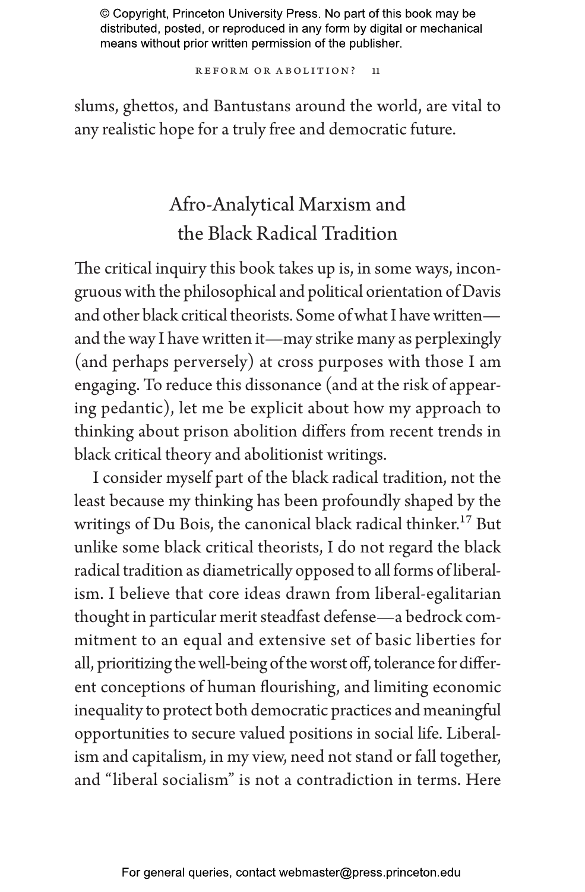slums, ghettos, and Bantustans around the world, are vital to any realistic hope for a truly free and democratic future.

## Afro-Analytical Marxism and the Black Radical Tradition

The critical inquiry this book takes up is, in some ways, incongruous with the philosophical and political orientation of Davis and other black critical theorists. Some of what I have written—and the way I have written it—may strike many as perplexingly (and perhaps perversely) at cross purposes with those I am engaging. To reduce this dissonance (and at the risk of appearing pedantic), let me be explicit about how my approach to thinking about prison abolition differs from recent trends in black critical theory and abolitionist writings.

I consider myself part of the black radical tradition, not the least because my thinking has been profoundly shaped by the writings of Du Bois, the canonical black radical thinker.[17] But unlike some black critical theorists, I do not regard the black radical tradition as diametrically opposed to all forms of liberalism. I believe that core ideas drawn from liberal-egalitarian thought in particular merit steadfast defense—a bedrock commitment to an equal and extensive set of basic liberties for all, prioritizing the well-being of the worst off, tolerance for different conceptions of human flourishing, and limiting economic inequality to protect both democratic practices and meaningful opportunities to secure valued positions in social life. Liberalism and capitalism, in my view, need not stand or fall together, and "liberal socialism" is not a contradiction in terms. Here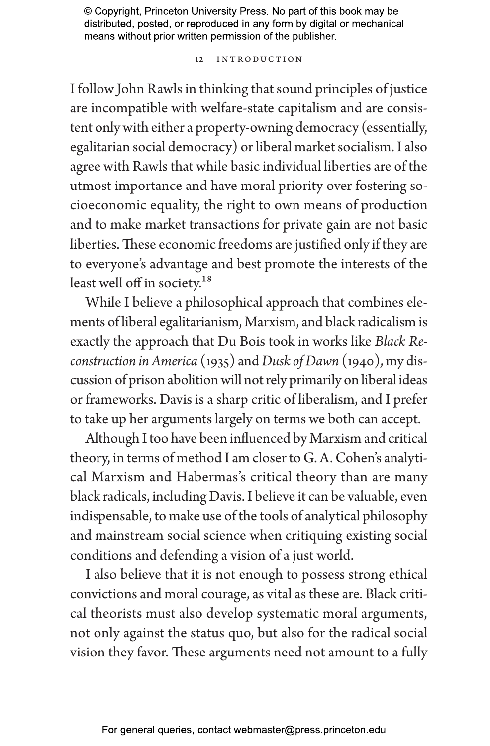I follow John Rawls in thinking that sound principles of justice are incompatible with welfare-state capitalism and are consistent only with either a property-owning democracy (essentially, egalitarian social democracy) or liberal market socialism. I also agree with Rawls that while basic individual liberties are of the utmost importance and have moral priority over fostering socioeconomic equality, the right to own means of production and to make market transactions for private gain are not basic liberties. These economic freedoms are justified only if they are to everyone's advantage and best promote the interests of the least well off in society.[18]

While I believe a philosophical approach that combines elements of liberal egalitarianism, Marxism, and black radicalism is exactly the approach that Du Bois took in works like *Black Reconstruction in America* (1935) and *Dusk of Dawn* (1940), my discussion of prison abolition will not rely primarily on liberal ideas or frameworks. Davis is a sharp critic of liberalism, and I prefer to take up her arguments largely on terms we both can accept.

Although I too have been influenced by Marxism and critical theory, in terms of method I am closer to G. A. Cohen's analytical Marxism and Habermas's critical theory than are many black radicals, including Davis. I believe it can be valuable, even indispensable, to make use of the tools of analytical philosophy and mainstream social science when critiquing existing social conditions and defending a vision of a just world.

I also believe that it is not enough to possess strong ethical convictions and moral courage, as vital as these are. Black critical theorists must also develop systematic moral arguments, not only against the status quo, but also for the radical social vision they favor. These arguments need not amount to a fully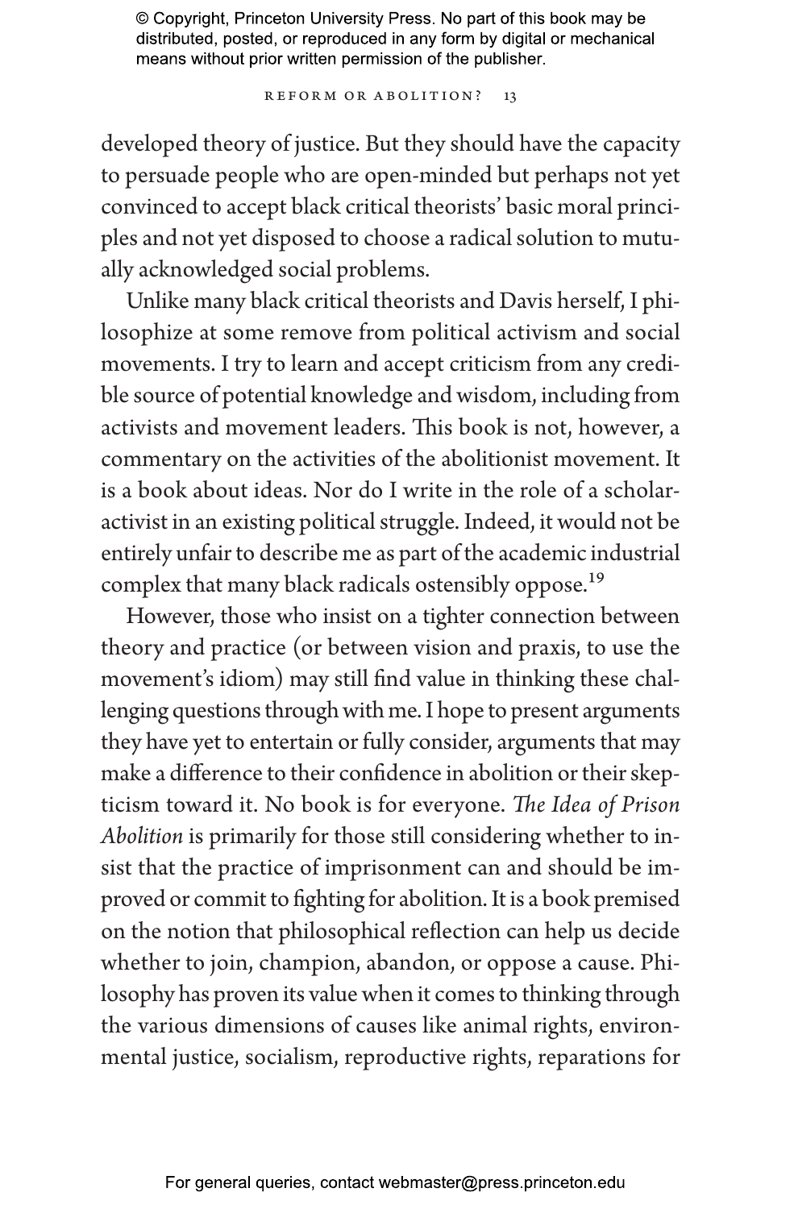developed theory of justice. But they should have the capacity to persuade people who are open-minded but perhaps not yet convinced to accept black critical theorists' basic moral principles and not yet disposed to choose a radical solution to mutually acknowledged social problems.

Unlike many black critical theorists and Davis herself, I philosophize at some remove from political activism and social movements. I try to learn and accept criticism from any credible source of potential knowledge and wisdom, including from activists and movement leaders. This book is not, however, a commentary on the activities of the abolitionist movement. It is a book about ideas. Nor do I write in the role of a scholar-activist in an existing political struggle. Indeed, it would not be entirely unfair to describe me as part of the academic industrial complex that many black radicals ostensibly oppose.[19]

However, those who insist on a tighter connection between theory and practice (or between vision and praxis, to use the movement's idiom) may still find value in thinking these challenging questions through with me. I hope to present arguments they have yet to entertain or fully consider, arguments that may make a difference to their confidence in abolition or their skepticism toward it. No book is for everyone. *The Idea of Prison Abolition* is primarily for those still considering whether to insist that the practice of imprisonment can and should be improved or commit to fighting for abolition. It is a book premised on the notion that philosophical reflection can help us decide whether to join, champion, abandon, or oppose a cause. Philosophy has proven its value when it comes to thinking through the various dimensions of causes like animal rights, environmental justice, socialism, reproductive rights, reparations for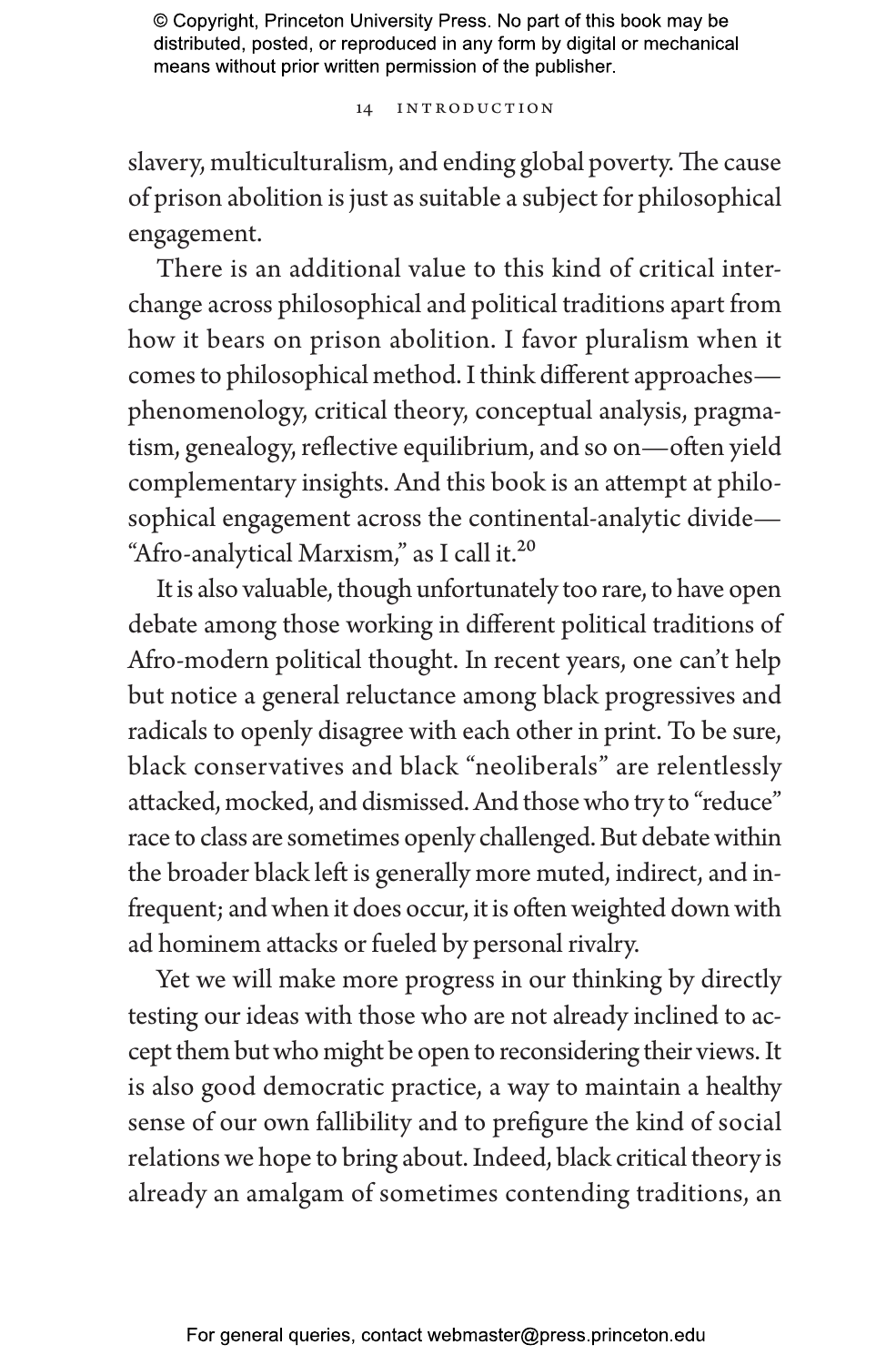slavery, multiculturalism, and ending global poverty. The cause of prison abolition is just as suitable a subject for philosophical engagement.

There is an additional value to this kind of critical interchange across philosophical and political traditions apart from how it bears on prison abolition. I favor pluralism when it comes to philosophical method. I think different approaches—phenomenology, critical theory, conceptual analysis, pragmatism, genealogy, reflective equilibrium, and so on—often yield complementary insights. And this book is an attempt at philosophical engagement across the continental-analytic divide—"Afro-analytical Marxism," as I call it.[20]

It is also valuable, though unfortunately too rare, to have open debate among those working in different political traditions of Afro-modern political thought. In recent years, one can't help but notice a general reluctance among black progressives and radicals to openly disagree with each other in print. To be sure, black conservatives and black "neoliberals" are relentlessly attacked, mocked, and dismissed. And those who try to "reduce" race to class are sometimes openly challenged. But debate within the broader black left is generally more muted, indirect, and infrequent; and when it does occur, it is often weighted down with ad hominem attacks or fueled by personal rivalry.

Yet we will make more progress in our thinking by directly testing our ideas with those who are not already inclined to accept them but who might be open to reconsidering their views. It is also good democratic practice, a way to maintain a healthy sense of our own fallibility and to prefigure the kind of social relations we hope to bring about. Indeed, black critical theory is already an amalgam of sometimes contending traditions, an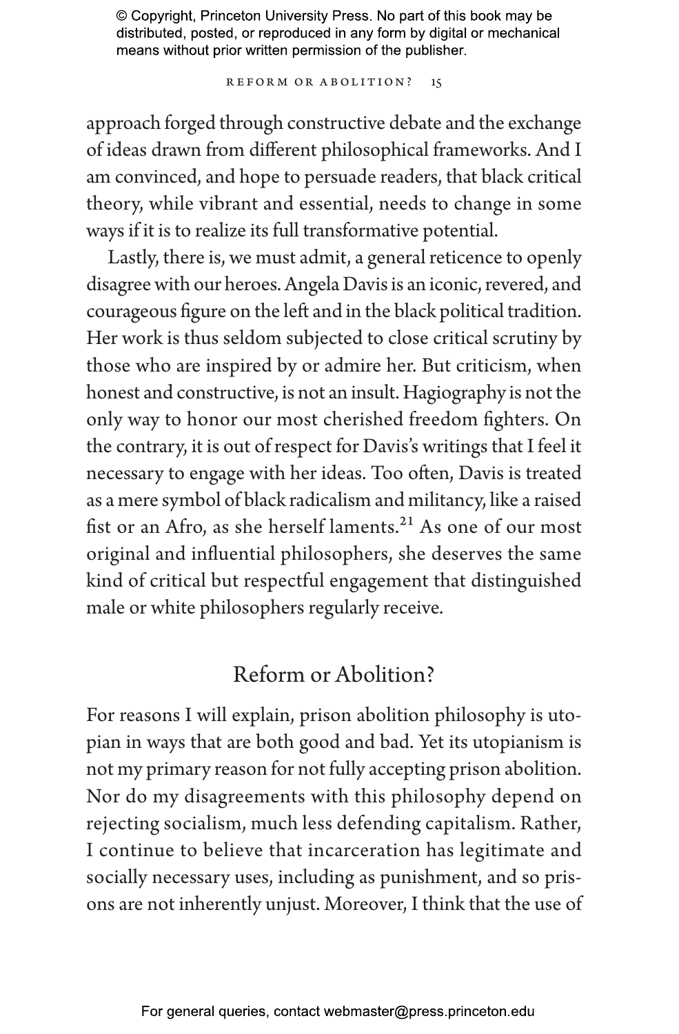approach forged through constructive debate and the exchange of ideas drawn from different philosophical frameworks. And I am convinced, and hope to persuade readers, that black critical theory, while vibrant and essential, needs to change in some ways if it is to realize its full transformative potential.

Lastly, there is, we must admit, a general reticence to openly disagree with our heroes. Angela Davis is an iconic, revered, and courageous figure on the left and in the black political tradition. Her work is thus seldom subjected to close critical scrutiny by those who are inspired by or admire her. But criticism, when honest and constructive, is not an insult. Hagiography is not the only way to honor our most cherished freedom fighters. On the contrary, it is out of respect for Davis's writings that I feel it necessary to engage with her ideas. Too often, Davis is treated as a mere symbol of black radicalism and militancy, like a raised fist or an Afro, as she herself laments.[21] As one of our most original and influential philosophers, she deserves the same kind of critical but respectful engagement that distinguished male or white philosophers regularly receive.

## Reform or Abolition?

For reasons I will explain, prison abolition philosophy is utopian in ways that are both good and bad. Yet its utopianism is not my primary reason for not fully accepting prison abolition. Nor do my disagreements with this philosophy depend on rejecting socialism, much less defending capitalism. Rather, I continue to believe that incarceration has legitimate and socially necessary uses, including as punishment, and so prisons are not inherently unjust. Moreover, I think that the use of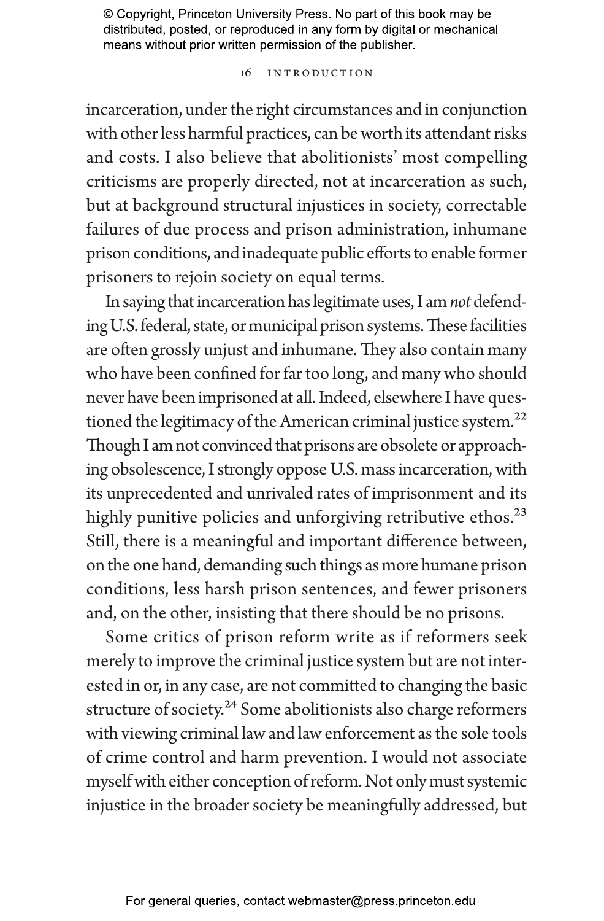incarceration, under the right circumstances and in conjunction with other less harmful practices, can be worth its attendant risks and costs. I also believe that abolitionists' most compelling criticisms are properly directed, not at incarceration as such, but at background structural injustices in society, correctable failures of due process and prison administration, inhumane prison conditions, and inadequate public efforts to enable former prisoners to rejoin society on equal terms.

In saying that incarceration has legitimate uses, I am *not* defending U.S. federal, state, or municipal prison systems. These facilities are often grossly unjust and inhumane. They also contain many who have been confined for far too long, and many who should never have been imprisoned at all. Indeed, elsewhere I have questioned the legitimacy of the American criminal justice system.[22] Though I am not convinced that prisons are obsolete or approaching obsolescence, I strongly oppose U.S. mass incarceration, with its unprecedented and unrivaled rates of imprisonment and its highly punitive policies and unforgiving retributive ethos.[23] Still, there is a meaningful and important difference between, on the one hand, demanding such things as more humane prison conditions, less harsh prison sentences, and fewer prisoners and, on the other, insisting that there should be no prisons.

Some critics of prison reform write as if reformers seek merely to improve the criminal justice system but are not interested in or, in any case, are not committed to changing the basic structure of society.[24] Some abolitionists also charge reformers with viewing criminal law and law enforcement as the sole tools of crime control and harm prevention. I would not associate myself with either conception of reform. Not only must systemic injustice in the broader society be meaningfully addressed, but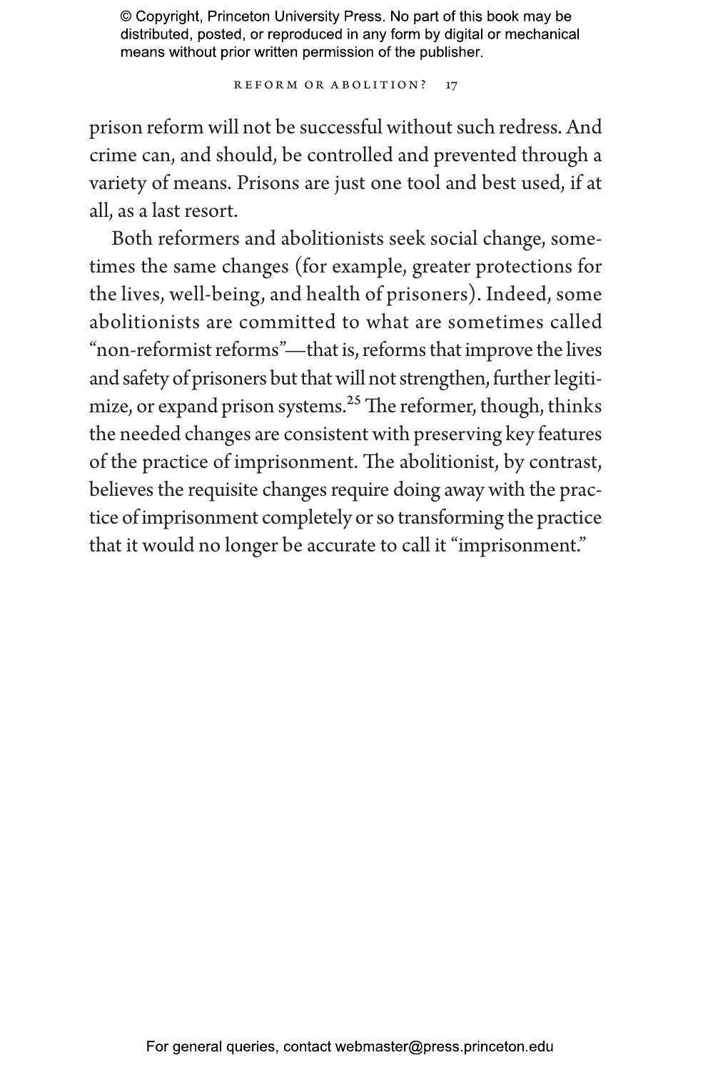prison reform will not be successful without such redress. And crime can, and should, be controlled and prevented through a variety of means. Prisons are just one tool and best used, if at all, as a last resort.

Both reformers and abolitionists seek social change, sometimes the same changes (for example, greater protections for the lives, well-being, and health of prisoners). Indeed, some abolitionists are committed to what are sometimes called "non-reformist reforms"—that is, reforms that improve the lives and safety of prisoners but that will not strengthen, further legitimize, or expand prison systems.[25] The reformer, though, thinks the needed changes are consistent with preserving key features of the practice of imprisonment. The abolitionist, by contrast, believes the requisite changes require doing away with the practice of imprisonment completely or so transforming the practice that it would no longer be accurate to call it "imprisonment."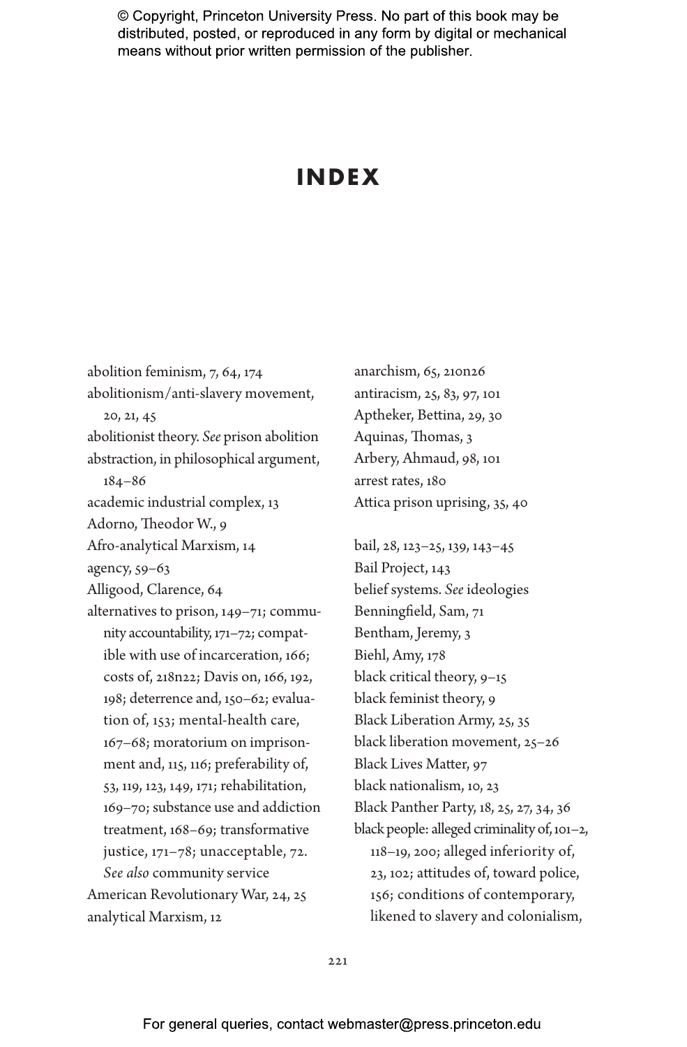# INDEX

abolition feminism, 7, 64, 174
abolitionism/anti-slavery movement, 20, 21, 45
abolitionist theory. *See* prison abolition
abstraction, in philosophical argument, 184–86
academic industrial complex, 13
Adorno, Theodor W., 9
Afro-analytical Marxism, 14
agency, 59–63
Alligood, Clarence, 64
alternatives to prison, 149–71; community accountability, 171–72; compatible with use of incarceration, 166; costs of, 218n22; Davis on, 166, 192, 198; deterrence and, 150–62; evaluation of, 153; mental-health care, 167–68; moratorium on imprisonment and, 115, 116; preferability of, 53, 119, 123, 149, 171; rehabilitation, 169–70; substance use and addiction treatment, 168–69; transformative justice, 171–78; unacceptable, 72. *See also* community service
American Revolutionary War, 24, 25
analytical Marxism, 12
anarchism, 65, 210n26
antiracism, 25, 83, 97, 101
Aptheker, Bettina, 29, 30
Aquinas, Thomas, 3
Arbery, Ahmaud, 98, 101
arrest rates, 180
Attica prison uprising, 35, 40

bail, 28, 123–25, 139, 143–45
Bail Project, 143
belief systems. *See* ideologies
Benningfield, Sam, 71
Bentham, Jeremy, 3
Biehl, Amy, 178
black critical theory, 9–15
black feminist theory, 9
Black Liberation Army, 25, 35
black liberation movement, 25–26
Black Lives Matter, 97
black nationalism, 10, 23
Black Panther Party, 18, 25, 27, 34, 36
black people: alleged criminality of, 101–2, 118–19, 200; alleged inferiority of, 23, 102; attitudes of, toward police, 156; conditions of contemporary, likened to slavery and colonialism,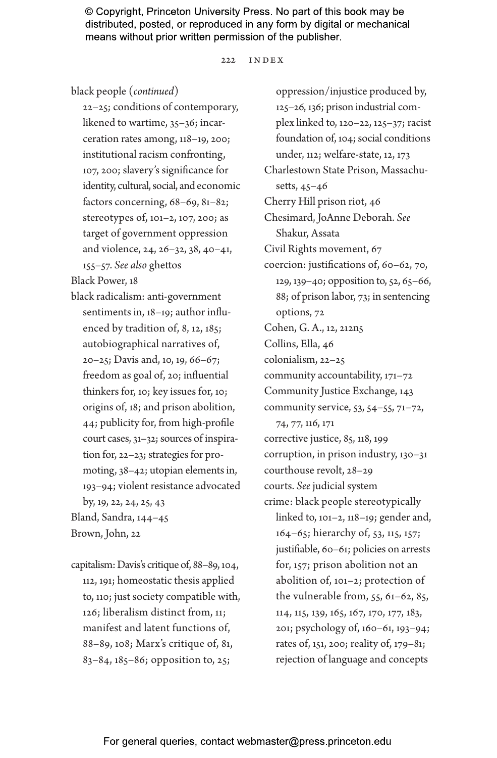black people (*continued*)
22–25; conditions of contemporary, likened to wartime, 35–36; incarceration rates among, 118–19, 200; institutional racism confronting, 107, 200; slavery's significance for identity, cultural, social, and economic factors concerning, 68–69, 81–82; stereotypes of, 101–2, 107, 200; as target of government oppression and violence, 24, 26–32, 38, 40–41, 155–57. *See also* ghettos

Black Power, 18

black radicalism: anti-government sentiments in, 18–19; author influenced by tradition of, 8, 12, 185; autobiographical narratives of, 20–25; Davis and, 10, 19, 66–67; freedom as goal of, 20; influential thinkers for, 10; key issues for, 10; origins of, 18; and prison abolition, 44; publicity for, from high-profile court cases, 31–32; sources of inspiration for, 22–23; strategies for promoting, 38–42; utopian elements in, 193–94; violent resistance advocated by, 19, 22, 24, 25, 43

Bland, Sandra, 144–45

Brown, John, 22

capitalism: Davis's critique of, 88–89, 104, 112, 191; homeostatic thesis applied to, 110; just society compatible with, 126; liberalism distinct from, 11; manifest and latent functions of, 88–89, 108; Marx's critique of, 81, 83–84, 185–86; opposition to, 25; oppression/injustice produced by, 125–26, 136; prison industrial complex linked to, 120–22, 125–37; racist foundation of, 104; social conditions under, 112; welfare-state, 12, 173

Charlestown State Prison, Massachusetts, 45–46

Cherry Hill prison riot, 46

Chesimard, JoAnne Deborah. *See* Shakur, Assata

Civil Rights movement, 67

coercion: justifications of, 60–62, 70, 129, 139–40; opposition to, 52, 65–66, 88; of prison labor, 73; in sentencing options, 72

Cohen, G. A., 12, 212n5

Collins, Ella, 46

colonialism, 22–25

community accountability, 171–72

Community Justice Exchange, 143

community service, 53, 54–55, 71–72, 74, 77, 116, 171

corrective justice, 85, 118, 199

corruption, in prison industry, 130–31

courthouse revolt, 28–29

courts. *See* judicial system

crime: black people stereotypically linked to, 101–2, 118–19; gender and, 164–65; hierarchy of, 53, 115, 157; justifiable, 60–61; policies on arrests for, 157; prison abolition not an abolition of, 101–2; protection of the vulnerable from, 55, 61–62, 85, 114, 115, 139, 165, 167, 170, 177, 183, 201; psychology of, 160–61, 193–94; rates of, 151, 200; reality of, 179–81; rejection of language and concepts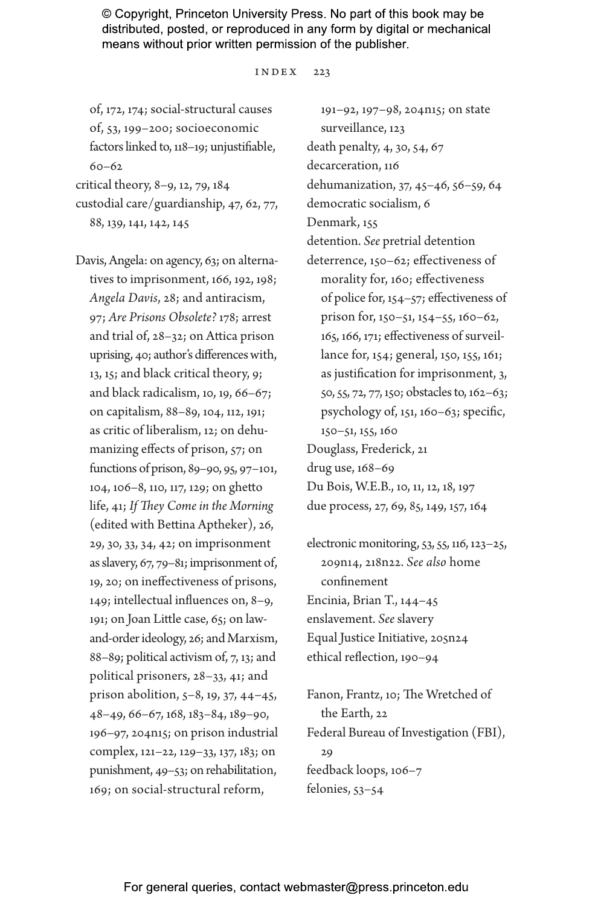of, 172, 174; social-structural causes of, 53, 199–200; socioeconomic factors linked to, 118–19; unjustifiable, 60–62

critical theory, 8–9, 12, 79, 184

custodial care/guardianship, 47, 62, 77, 88, 139, 141, 142, 145

Davis, Angela: on agency, 63; on alternatives to imprisonment, 166, 192, 198; *Angela Davis*, 28; and antiracism, 97; *Are Prisons Obsolete?* 178; arrest and trial of, 28–32; on Attica prison uprising, 40; author's differences with, 13, 15; and black critical theory, 9; and black radicalism, 10, 19, 66–67; on capitalism, 88–89, 104, 112, 191; as critic of liberalism, 12; on dehumanizing effects of prison, 57; on functions of prison, 89–90, 95, 97–101, 104, 106–8, 110, 117, 129; on ghetto life, 41; *If They Come in the Morning* (edited with Bettina Aptheker), 26, 29, 30, 33, 34, 42; on imprisonment as slavery, 67, 79–81; imprisonment of, 19, 20; on ineffectiveness of prisons, 149; intellectual influences on, 8–9, 191; on Joan Little case, 65; on law-and-order ideology, 26; and Marxism, 88–89; political activism of, 7, 13; and political prisoners, 28–33, 41; and prison abolition, 5–8, 19, 37, 44–45, 48–49, 66–67, 168, 183–84, 189–90, 196–97, 204n15; on prison industrial complex, 121–22, 129–33, 137, 183; on punishment, 49–53; on rehabilitation, 169; on social-structural reform, 191–92, 197–98, 204n15; on state surveillance, 123

death penalty, 4, 30, 54, 67

decarceration, 116

dehumanization, 37, 45–46, 56–59, 64

democratic socialism, 6

Denmark, 155

detention. *See* pretrial detention

deterrence, 150–62; effectiveness of morality for, 160; effectiveness of police for, 154–57; effectiveness of prison for, 150–51, 154–55, 160–62, 165, 166, 171; effectiveness of surveillance for, 154; general, 150, 155, 161; as justification for imprisonment, 3, 50, 55, 72, 77, 150; obstacles to, 162–63; psychology of, 151, 160–63; specific, 150–51, 155, 160

Douglass, Frederick, 21

drug use, 168–69

Du Bois, W.E.B., 10, 11, 12, 18, 197

due process, 27, 69, 85, 149, 157, 164

electronic monitoring, 53, 55, 116, 123–25, 209n14, 218n22. *See also* home confinement

Encinia, Brian T., 144–45

enslavement. *See* slavery

Equal Justice Initiative, 205n24

ethical reflection, 190–94

Fanon, Frantz, 10; The Wretched of the Earth, 22

Federal Bureau of Investigation (FBI), 29

feedback loops, 106–7

felonies, 53–54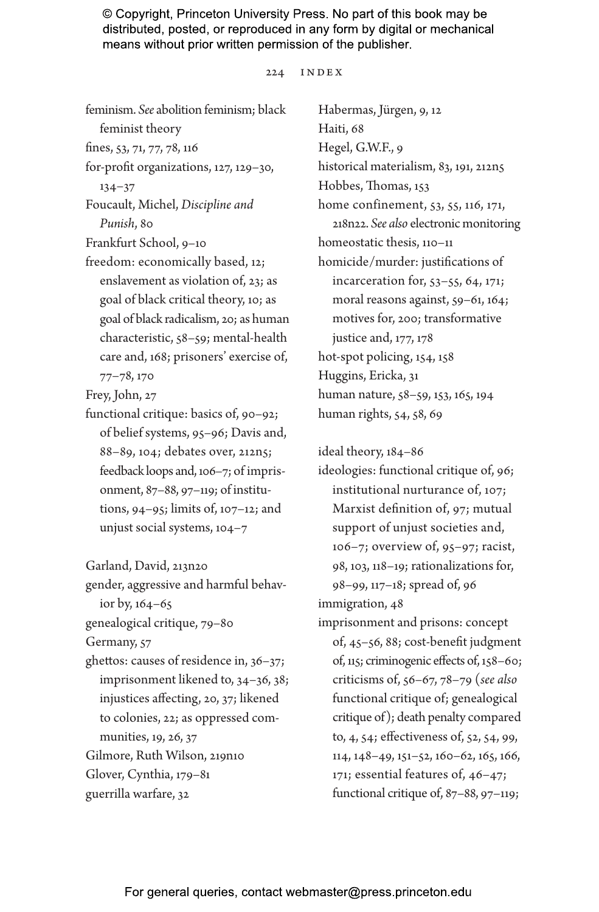feminism. *See* abolition feminism; black feminist theory
fines, 53, 71, 77, 78, 116
for-profit organizations, 127, 129–30, 134–37
Foucault, Michel, *Discipline and Punish*, 80
Frankfurt School, 9–10
freedom: economically based, 12; enslavement as violation of, 23; as goal of black critical theory, 10; as goal of black radicalism, 20; as human characteristic, 58–59; mental-health care and, 168; prisoners' exercise of, 77–78, 170
Frey, John, 27
functional critique: basics of, 90–92; of belief systems, 95–96; Davis and, 88–89, 104; debates over, 212n5; feedback loops and, 106–7; of imprisonment, 87–88, 97–119; of institutions, 94–95; limits of, 107–12; and unjust social systems, 104–7

Garland, David, 213n20
gender, aggressive and harmful behavior by, 164–65
genealogical critique, 79–80
Germany, 57
ghettos: causes of residence in, 36–37; imprisonment likened to, 34–36, 38; injustices affecting, 20, 37; likened to colonies, 22; as oppressed communities, 19, 26, 37
Gilmore, Ruth Wilson, 219n10
Glover, Cynthia, 179–81
guerrilla warfare, 32

Habermas, Jürgen, 9, 12
Haiti, 68
Hegel, G.W.F., 9
historical materialism, 83, 191, 212n5
Hobbes, Thomas, 153
home confinement, 53, 55, 116, 171, 218n22. *See also* electronic monitoring
homeostatic thesis, 110–11
homicide/murder: justifications of incarceration for, 53–55, 64, 171; moral reasons against, 59–61, 164; motives for, 200; transformative justice and, 177, 178
hot-spot policing, 154, 158
Huggins, Ericka, 31
human nature, 58–59, 153, 165, 194
human rights, 54, 58, 69

ideal theory, 184–86
ideologies: functional critique of, 96; institutional nurturance of, 107; Marxist definition of, 97; mutual support of unjust societies and, 106–7; overview of, 95–97; racist, 98, 103, 118–19; rationalizations for, 98–99, 117–18; spread of, 96
immigration, 48
imprisonment and prisons: concept of, 45–56, 88; cost-benefit judgment of, 115; criminogenic effects of, 158–60; criticisms of, 56–67, 78–79 (*see also* functional critique of; genealogical critique of); death penalty compared to, 4, 54; effectiveness of, 52, 54, 99, 114, 148–49, 151–52, 160–62, 165, 166, 171; essential features of, 46–47; functional critique of, 87–88, 97–119;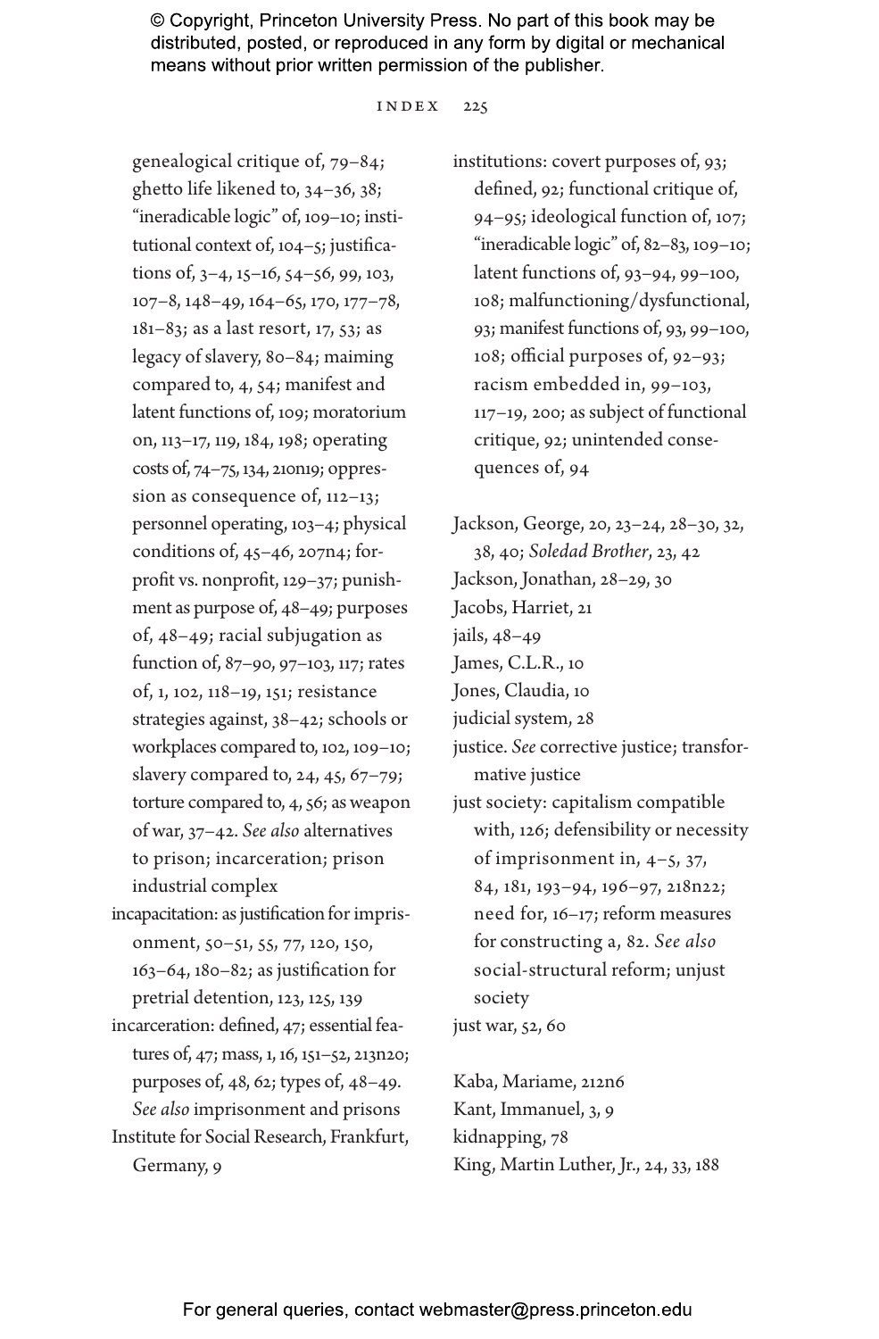genealogical critique of, 79–84; ghetto life likened to, 34–36, 38; "ineradicable logic" of, 109–10; institutional context of, 104–5; justifications of, 3–4, 15–16, 54–56, 99, 103, 107–8, 148–49, 164–65, 170, 177–78, 181–83; as a last resort, 17, 53; as legacy of slavery, 80–84; maiming compared to, 4, 54; manifest and latent functions of, 109; moratorium on, 113–17, 119, 184, 198; operating costs of, 74–75, 134, 210n19; oppression as consequence of, 112–13; personnel operating, 103–4; physical conditions of, 45–46, 207n4; for-profit vs. nonprofit, 129–37; punishment as purpose of, 48–49; purposes of, 48–49; racial subjugation as function of, 87–90, 97–103, 117; rates of, 1, 102, 118–19, 151; resistance strategies against, 38–42; schools or workplaces compared to, 102, 109–10; slavery compared to, 24, 45, 67–79; torture compared to, 4, 56; as weapon of war, 37–42. *See also* alternatives to prison; incarceration; prison industrial complex

incapacitation: as justification for imprisonment, 50–51, 55, 77, 120, 150, 163–64, 180–82; as justification for pretrial detention, 123, 125, 139

incarceration: defined, 47; essential features of, 47; mass, 1, 16, 151–52, 213n20; purposes of, 48, 62; types of, 48–49. *See also* imprisonment and prisons

Institute for Social Research, Frankfurt, Germany, 9

institutions: covert purposes of, 93; defined, 92; functional critique of, 94–95; ideological function of, 107; "ineradicable logic" of, 82–83, 109–10; latent functions of, 93–94, 99–100, 108; malfunctioning/dysfunctional, 93; manifest functions of, 93, 99–100, 108; official purposes of, 92–93; racism embedded in, 99–103, 117–19, 200; as subject of functional critique, 92; unintended consequences of, 94

Jackson, George, 20, 23–24, 28–30, 32, 38, 40; *Soledad Brother*, 23, 42

Jackson, Jonathan, 28–29, 30

Jacobs, Harriet, 21

jails, 48–49

James, C.L.R., 10

Jones, Claudia, 10

judicial system, 28

justice. *See* corrective justice; transformative justice

just society: capitalism compatible with, 126; defensibility or necessity of imprisonment in, 4–5, 37, 84, 181, 193–94, 196–97, 218n22; need for, 16–17; reform measures for constructing a, 82. *See also* social-structural reform; unjust society

just war, 52, 60

Kaba, Mariame, 212n6

Kant, Immanuel, 3, 9

kidnapping, 78

King, Martin Luther, Jr., 24, 33, 188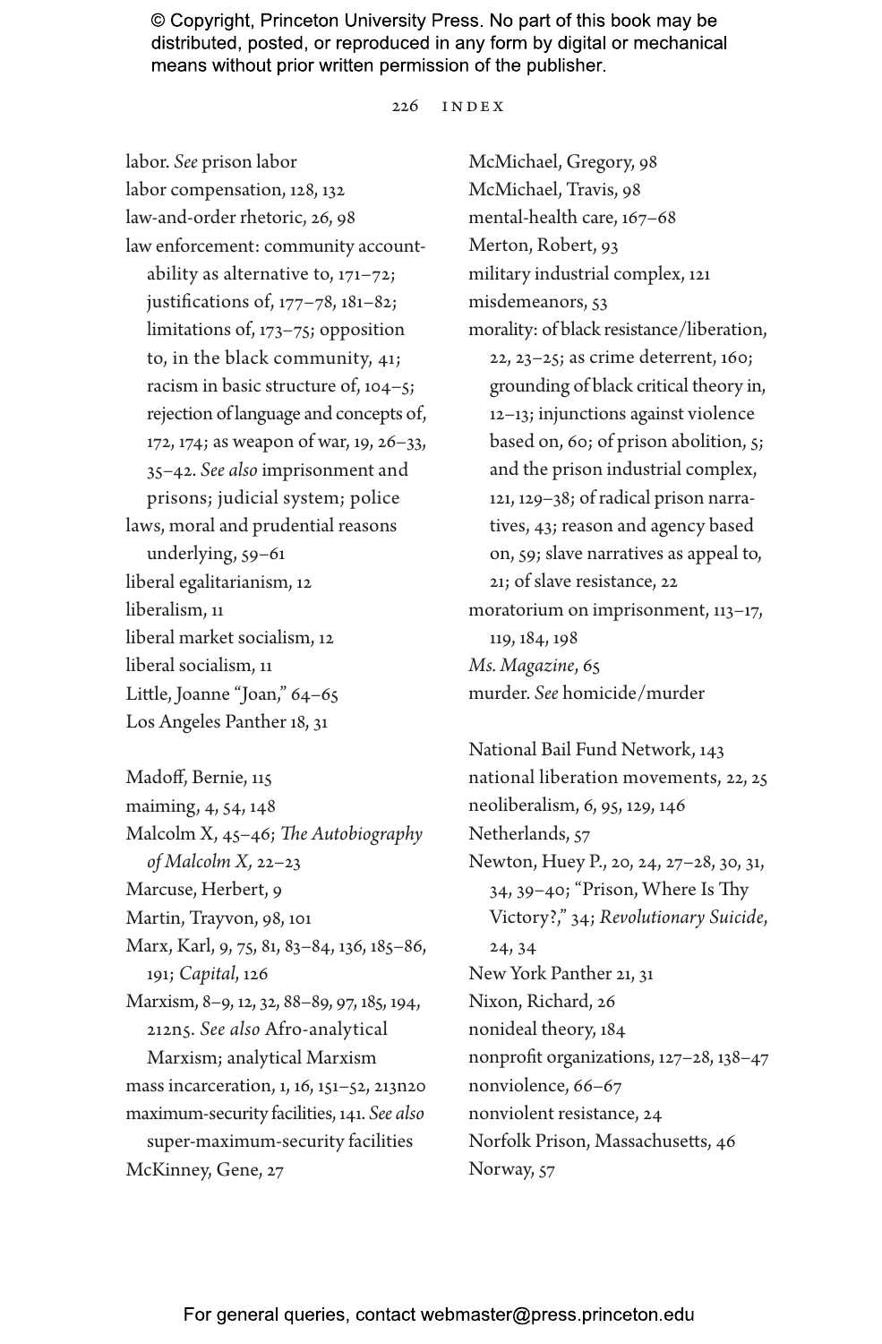labor. *See* prison labor
labor compensation, 128, 132
law-and-order rhetoric, 26, 98
law enforcement: community accountability as alternative to, 171–72; justifications of, 177–78, 181–82; limitations of, 173–75; opposition to, in the black community, 41; racism in basic structure of, 104–5; rejection of language and concepts of, 172, 174; as weapon of war, 19, 26–33, 35–42. *See also* imprisonment and prisons; judicial system; police
laws, moral and prudential reasons underlying, 59–61
liberal egalitarianism, 12
liberalism, 11
liberal market socialism, 12
liberal socialism, 11
Little, Joanne "Joan," 64–65
Los Angeles Panther 18, 31

Madoff, Bernie, 115
maiming, 4, 54, 148
Malcolm X, 45–46; *The Autobiography of Malcolm X,* 22–23
Marcuse, Herbert, 9
Martin, Trayvon, 98, 101
Marx, Karl, 9, 75, 81, 83–84, 136, 185–86, 191; *Capital*, 126
Marxism, 8–9, 12, 32, 88–89, 97, 185, 194, 212n5. *See also* Afro-analytical Marxism; analytical Marxism
mass incarceration, 1, 16, 151–52, 213n20
maximum-security facilities, 141. *See also* super-maximum-security facilities
McKinney, Gene, 27
McMichael, Gregory, 98
McMichael, Travis, 98
mental-health care, 167–68
Merton, Robert, 93
military industrial complex, 121
misdemeanors, 53
morality: of black resistance/liberation, 22, 23–25; as crime deterrent, 160; grounding of black critical theory in, 12–13; injunctions against violence based on, 60; of prison abolition, 5; and the prison industrial complex, 121, 129–38; of radical prison narratives, 43; reason and agency based on, 59; slave narratives as appeal to, 21; of slave resistance, 22
moratorium on imprisonment, 113–17, 119, 184, 198
*Ms. Magazine*, 65
murder. *See* homicide/murder

National Bail Fund Network, 143
national liberation movements, 22, 25
neoliberalism, 6, 95, 129, 146
Netherlands, 57
Newton, Huey P., 20, 24, 27–28, 30, 31, 34, 39–40; "Prison, Where Is Thy Victory?," 34; *Revolutionary Suicide*, 24, 34
New York Panther 21, 31
Nixon, Richard, 26
nonideal theory, 184
nonprofit organizations, 127–28, 138–47
nonviolence, 66–67
nonviolent resistance, 24
Norfolk Prison, Massachusetts, 46
Norway, 57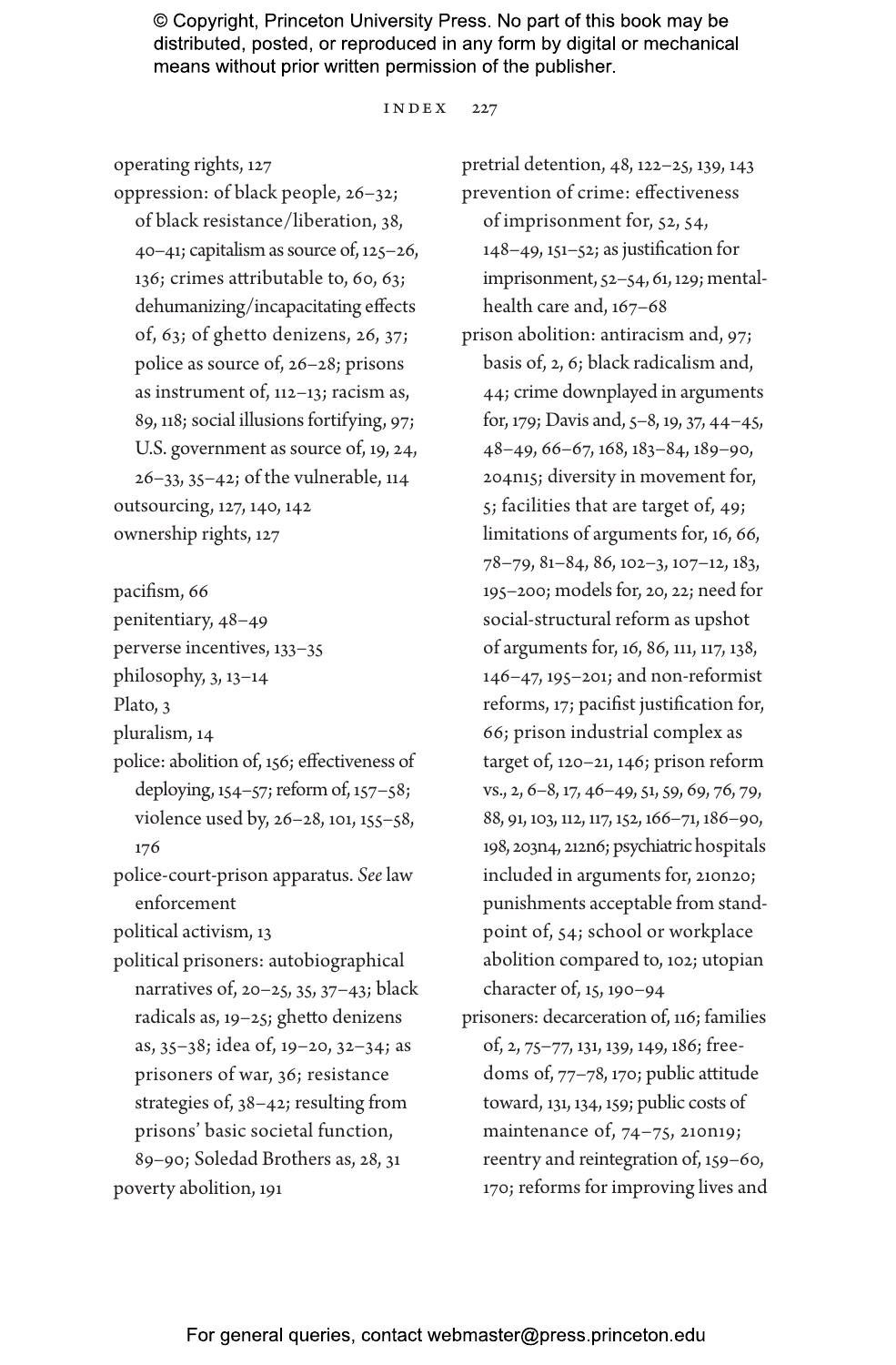operating rights, 127
oppression: of black people, 26–32; of black resistance/liberation, 38, 40–41; capitalism as source of, 125–26, 136; crimes attributable to, 60, 63; dehumanizing/incapacitating effects of, 63; of ghetto denizens, 26, 37; police as source of, 26–28; prisons as instrument of, 112–13; racism as, 89, 118; social illusions fortifying, 97; U.S. government as source of, 19, 24, 26–33, 35–42; of the vulnerable, 114
outsourcing, 127, 140, 142
ownership rights, 127

pacifism, 66
penitentiary, 48–49
perverse incentives, 133–35
philosophy, 3, 13–14
Plato, 3
pluralism, 14
police: abolition of, 156; effectiveness of deploying, 154–57; reform of, 157–58; violence used by, 26–28, 101, 155–58, 176
police-court-prison apparatus. *See* law enforcement
political activism, 13
political prisoners: autobiographical narratives of, 20–25, 35, 37–43; black radicals as, 19–25; ghetto denizens as, 35–38; idea of, 19–20, 32–34; as prisoners of war, 36; resistance strategies of, 38–42; resulting from prisons' basic societal function, 89–90; Soledad Brothers as, 28, 31
poverty abolition, 191
pretrial detention, 48, 122–25, 139, 143
prevention of crime: effectiveness of imprisonment for, 52, 54, 148–49, 151–52; as justification for imprisonment, 52–54, 61, 129; mental-health care and, 167–68
prison abolition: antiracism and, 97; basis of, 2, 6; black radicalism and, 44; crime downplayed in arguments for, 179; Davis and, 5–8, 19, 37, 44–45, 48–49, 66–67, 168, 183–84, 189–90, 204n15; diversity in movement for, 5; facilities that are target of, 49; limitations of arguments for, 16, 66, 78–79, 81–84, 86, 102–3, 107–12, 183, 195–200; models for, 20, 22; need for social-structural reform as upshot of arguments for, 16, 86, 111, 117, 138, 146–47, 195–201; and non-reformist reforms, 17; pacifist justification for, 66; prison industrial complex as target of, 120–21, 146; prison reform vs., 2, 6–8, 17, 46–49, 51, 59, 69, 76, 79, 88, 91, 103, 112, 117, 152, 166–71, 186–90, 198, 203n4, 212n6; psychiatric hospitals included in arguments for, 210n20; punishments acceptable from standpoint of, 54; school or workplace abolition compared to, 102; utopian character of, 15, 190–94
prisoners: decarceration of, 116; families of, 2, 75–77, 131, 139, 149, 186; freedoms of, 77–78, 170; public attitude toward, 131, 134, 159; public costs of maintenance of, 74–75, 210n19; reentry and reintegration of, 159–60, 170; reforms for improving lives and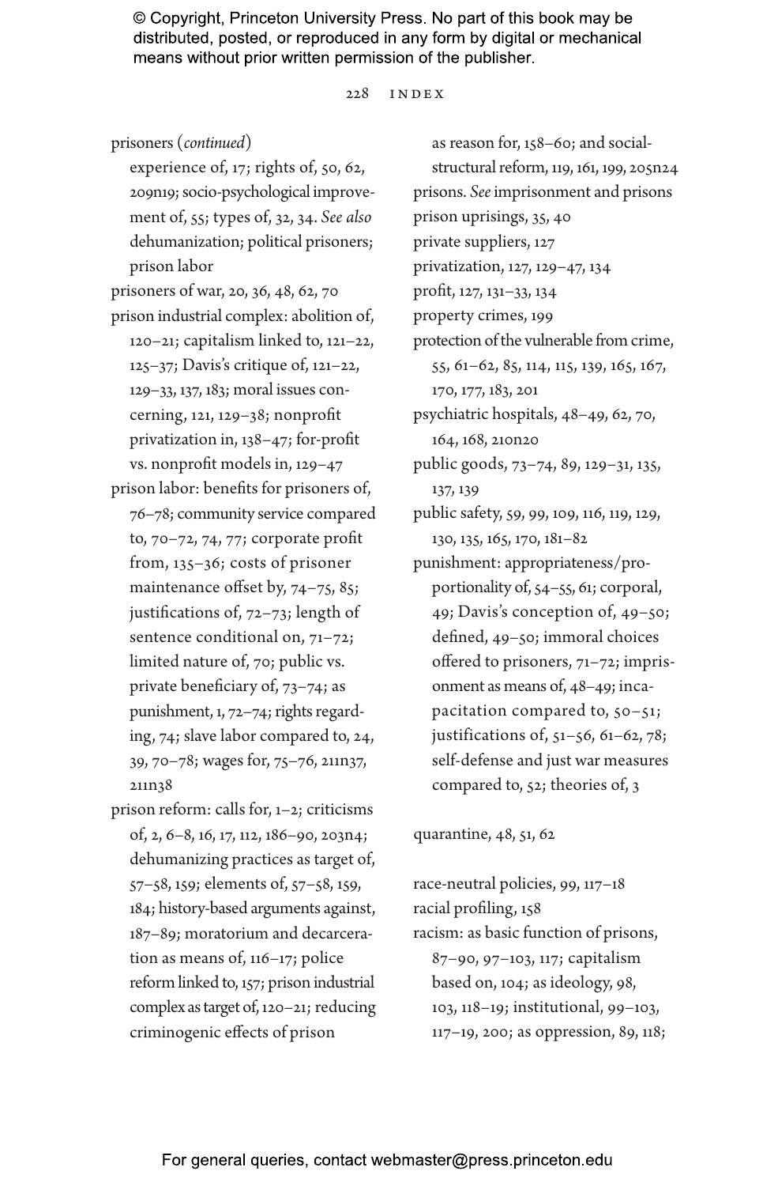prisoners (*continued*)
experience of, 17; rights of, 50, 62, 209n19; socio-psychological improvement of, 55; types of, 32, 34. *See also* dehumanization; political prisoners; prison labor

prisoners of war, 20, 36, 48, 62, 70

prison industrial complex: abolition of, 120–21; capitalism linked to, 121–22, 125–37; Davis's critique of, 121–22, 129–33, 137, 183; moral issues concerning, 121, 129–38; nonprofit privatization in, 138–47; for-profit vs. nonprofit models in, 129–47

prison labor: benefits for prisoners of, 76–78; community service compared to, 70–72, 74, 77; corporate profit from, 135–36; costs of prisoner maintenance offset by, 74–75, 85; justifications of, 72–73; length of sentence conditional on, 71–72; limited nature of, 70; public vs. private beneficiary of, 73–74; as punishment, 1, 72–74; rights regarding, 74; slave labor compared to, 24, 39, 70–78; wages for, 75–76, 211n37, 211n38

prison reform: calls for, 1–2; criticisms of, 2, 6–8, 16, 17, 112, 186–90, 203n4; dehumanizing practices as target of, 57–58, 159; elements of, 57–58, 159, 184; history-based arguments against, 187–89; moratorium and decarceration as means of, 116–17; police reform linked to, 157; prison industrial complex as target of, 120–21; reducing criminogenic effects of prison as reason for, 158–60; and social-structural reform, 119, 161, 199, 205n24

prisons. *See* imprisonment and prisons

prison uprisings, 35, 40

private suppliers, 127

privatization, 127, 129–47, 134

profit, 127, 131–33, 134

property crimes, 199

protection of the vulnerable from crime, 55, 61–62, 85, 114, 115, 139, 165, 167, 170, 177, 183, 201

psychiatric hospitals, 48–49, 62, 70, 164, 168, 210n20

public goods, 73–74, 89, 129–31, 135, 137, 139

public safety, 59, 99, 109, 116, 119, 129, 130, 135, 165, 170, 181–82

punishment: appropriateness/proportionality of, 54–55, 61; corporal, 49; Davis's conception of, 49–50; defined, 49–50; immoral choices offered to prisoners, 71–72; imprisonment as means of, 48–49; incapacitation compared to, 50–51; justifications of, 51–56, 61–62, 78; self-defense and just war measures compared to, 52; theories of, 3

quarantine, 48, 51, 62

race-neutral policies, 99, 117–18

racial profiling, 158

racism: as basic function of prisons, 87–90, 97–103, 117; capitalism based on, 104; as ideology, 98, 103, 118–19; institutional, 99–103, 117–19, 200; as oppression, 89, 118;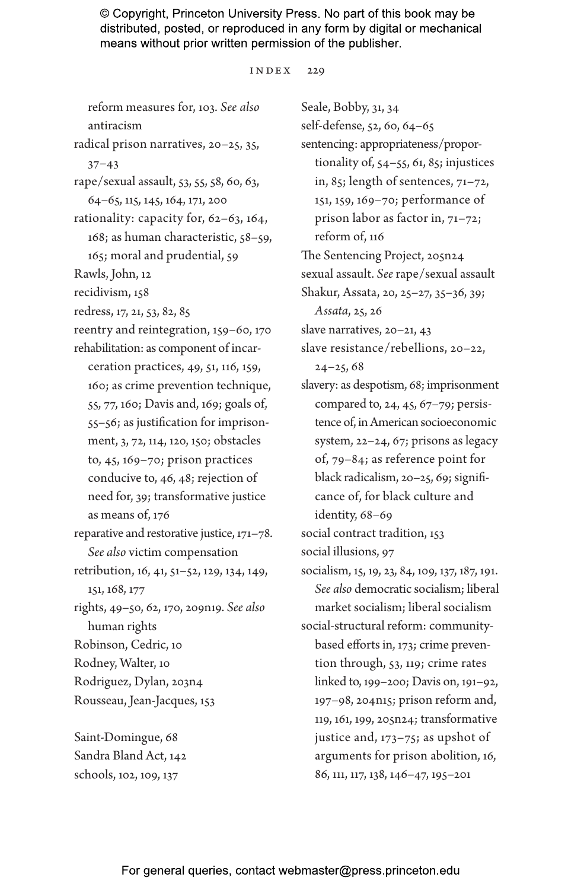reform measures for, 103. *See also* antiracism

radical prison narratives, 20–25, 35, 37–43

rape/sexual assault, 53, 55, 58, 60, 63, 64–65, 115, 145, 164, 171, 200

rationality: capacity for, 62–63, 164, 168; as human characteristic, 58–59, 165; moral and prudential, 59

Rawls, John, 12

recidivism, 158

redress, 17, 21, 53, 82, 85

reentry and reintegration, 159–60, 170

rehabilitation: as component of incarceration practices, 49, 51, 116, 159, 160; as crime prevention technique, 55, 77, 160; Davis and, 169; goals of, 55–56; as justification for imprisonment, 3, 72, 114, 120, 150; obstacles to, 45, 169–70; prison practices conducive to, 46, 48; rejection of need for, 39; transformative justice as means of, 176

reparative and restorative justice, 171–78. *See also* victim compensation

retribution, 16, 41, 51–52, 129, 134, 149, 151, 168, 177

rights, 49–50, 62, 170, 209n19. *See also* human rights

Robinson, Cedric, 10

Rodney, Walter, 10

Rodriguez, Dylan, 203n4

Rousseau, Jean-Jacques, 153

Saint-Domingue, 68

Sandra Bland Act, 142

schools, 102, 109, 137

Seale, Bobby, 31, 34

self-defense, 52, 60, 64–65

sentencing: appropriateness/proportionality of, 54–55, 61, 85; injustices in, 85; length of sentences, 71–72, 151, 159, 169–70; performance of prison labor as factor in, 71–72; reform of, 116

The Sentencing Project, 205n24

sexual assault. *See* rape/sexual assault

Shakur, Assata, 20, 25–27, 35–36, 39; *Assata*, 25, 26

slave narratives, 20–21, 43

slave resistance/rebellions, 20–22, 24–25, 68

slavery: as despotism, 68; imprisonment compared to, 24, 45, 67–79; persistence of, in American socioeconomic system, 22–24, 67; prisons as legacy of, 79–84; as reference point for black radicalism, 20–25, 69; significance of, for black culture and identity, 68–69

social contract tradition, 153

social illusions, 97

socialism, 15, 19, 23, 84, 109, 137, 187, 191. *See also* democratic socialism; liberal market socialism; liberal socialism

social-structural reform: community-based efforts in, 173; crime prevention through, 53, 119; crime rates linked to, 199–200; Davis on, 191–92, 197–98, 204n15; prison reform and, 119, 161, 199, 205n24; transformative justice and, 173–75; as upshot of arguments for prison abolition, 16, 86, 111, 117, 138, 146–47, 195–201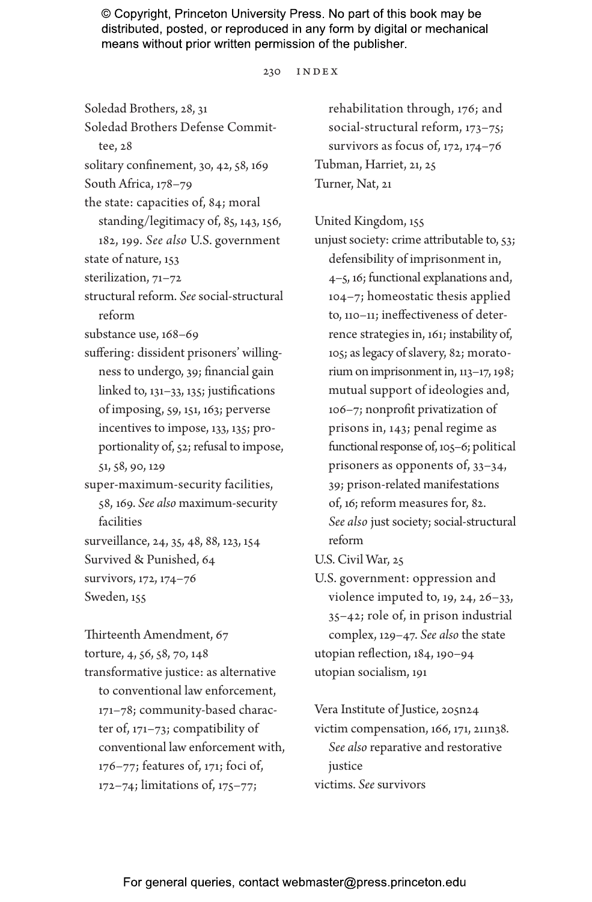Soledad Brothers, 28, 31
Soledad Brothers Defense Committee, 28
solitary confinement, 30, 42, 58, 169
South Africa, 178–79
the state: capacities of, 84; moral standing/legitimacy of, 85, 143, 156, 182, 199. *See also* U.S. government
state of nature, 153
sterilization, 71–72
structural reform. *See* social-structural reform
substance use, 168–69
suffering: dissident prisoners' willingness to undergo, 39; financial gain linked to, 131–33, 135; justifications of imposing, 59, 151, 163; perverse incentives to impose, 133, 135; proportionality of, 52; refusal to impose, 51, 58, 90, 129
super-maximum-security facilities, 58, 169. *See also* maximum-security facilities
surveillance, 24, 35, 48, 88, 123, 154
Survived & Punished, 64
survivors, 172, 174–76
Sweden, 155

Thirteenth Amendment, 67
torture, 4, 56, 58, 70, 148
transformative justice: as alternative to conventional law enforcement, 171–78; community-based character of, 171–73; compatibility of conventional law enforcement with, 176–77; features of, 171; foci of, 172–74; limitations of, 175–77; rehabilitation through, 176; and social-structural reform, 173–75; survivors as focus of, 172, 174–76
Tubman, Harriet, 21, 25
Turner, Nat, 21

United Kingdom, 155
unjust society: crime attributable to, 53; defensibility of imprisonment in, 4–5, 16; functional explanations and, 104–7; homeostatic thesis applied to, 110–11; ineffectiveness of deterrence strategies in, 161; instability of, 105; as legacy of slavery, 82; moratorium on imprisonment in, 113–17, 198; mutual support of ideologies and, 106–7; nonprofit privatization of prisons in, 143; penal regime as functional response of, 105–6; political prisoners as opponents of, 33–34, 39; prison-related manifestations of, 16; reform measures for, 82. *See also* just society; social-structural reform
U.S. Civil War, 25
U.S. government: oppression and violence imputed to, 19, 24, 26–33, 35–42; role of, in prison industrial complex, 129–47. *See also* the state
utopian reflection, 184, 190–94
utopian socialism, 191

Vera Institute of Justice, 205n24
victim compensation, 166, 171, 211n38. *See also* reparative and restorative justice
victims. *See* survivors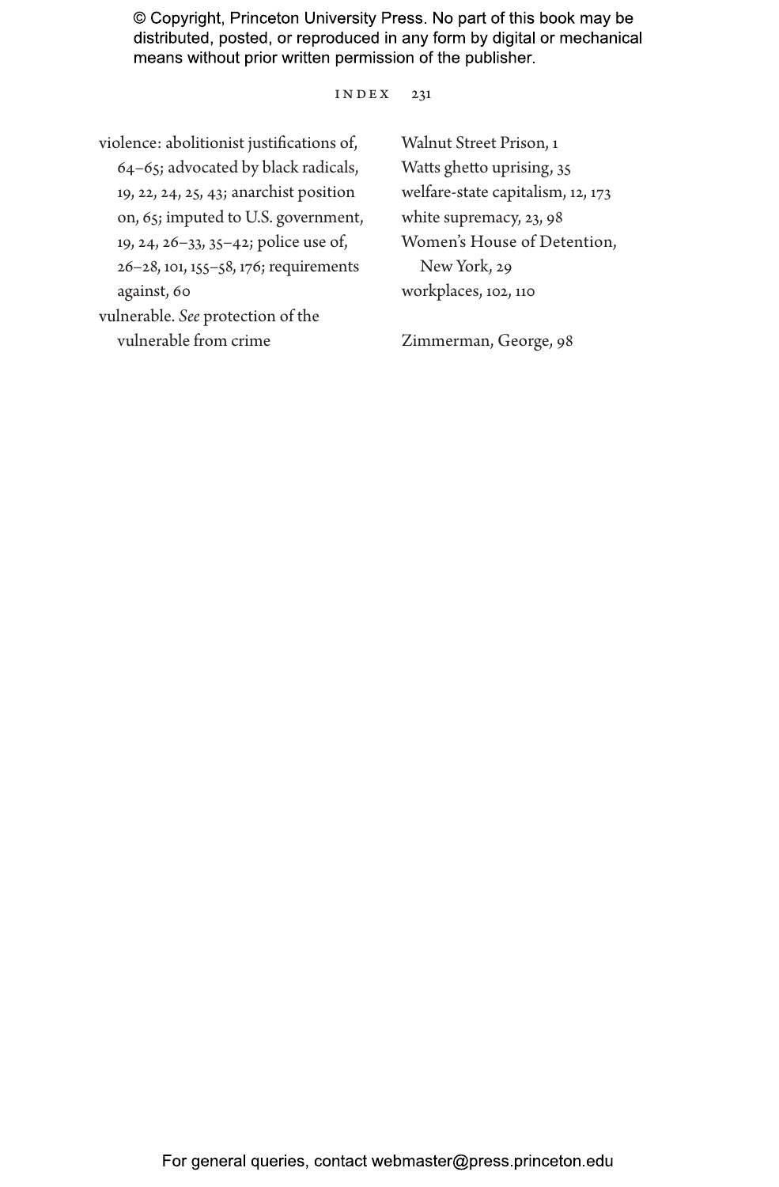violence: abolitionist justifications of, 64–65; advocated by black radicals, 19, 22, 24, 25, 43; anarchist position on, 65; imputed to U.S. government, 19, 24, 26–33, 35–42; police use of, 26–28, 101, 155–58, 176; requirements against, 60

vulnerable. *See* protection of the vulnerable from crime

Walnut Street Prison, 1

Watts ghetto uprising, 35

welfare-state capitalism, 12, 173

white supremacy, 23, 98

Women's House of Detention, New York, 29

workplaces, 102, 110

Zimmerman, George, 98